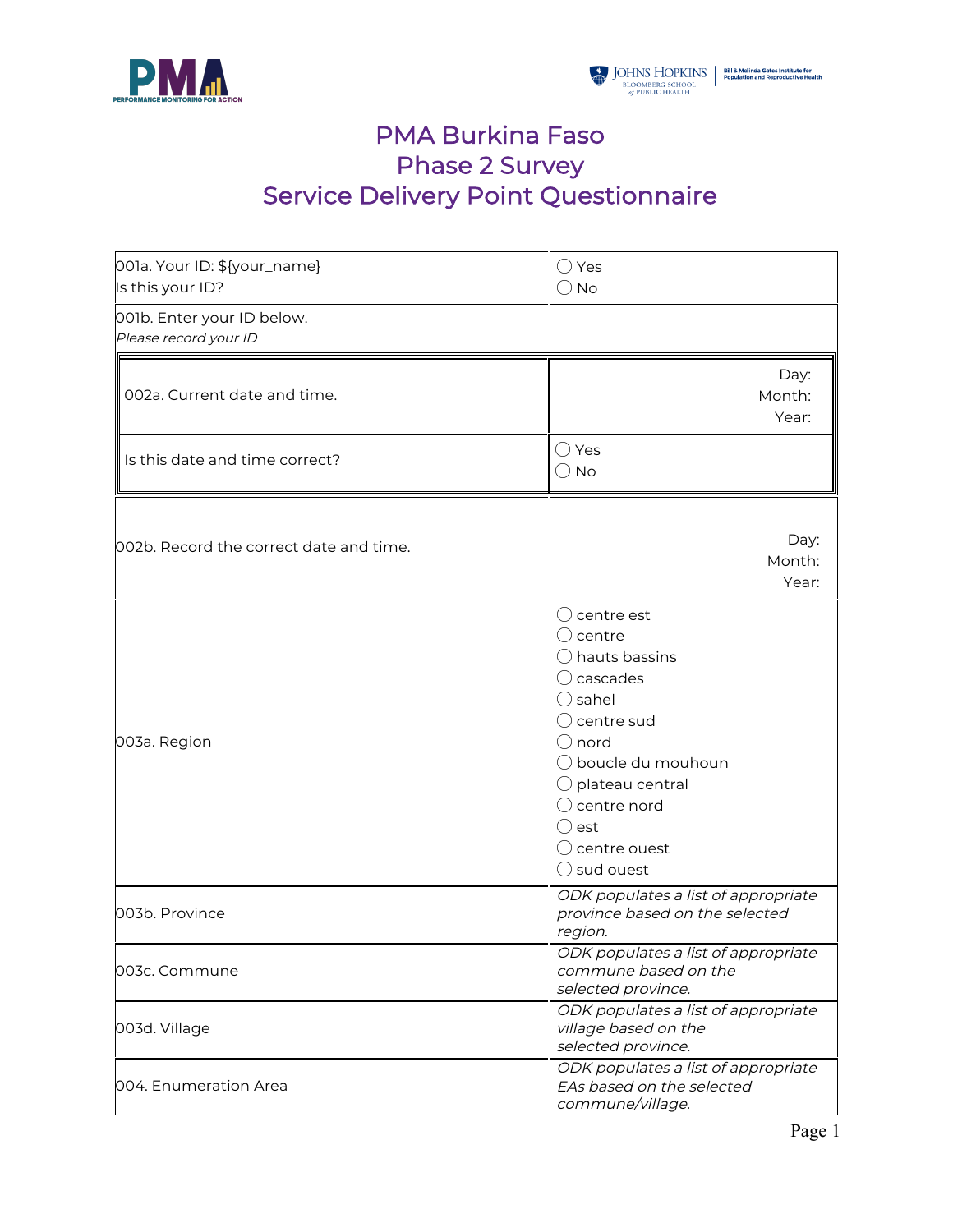# PMA Burkina Faso
# Phase 2 Survey
# Service Delivery Point Questionnaire

| | |
|---|---|
| 001a. Your ID: ${your_name}<br>Is this your ID? | ◯ Yes<br>◯ No |
| 001b. Enter your ID below.<br>*Please record your ID* | |
| 002a. Current date and time. | Day:<br>Month:<br>Year: |
| Is this date and time correct? | ◯ Yes<br>◯ No |
| 002b. Record the correct date and time. | Day:<br>Month:<br>Year: |
| 003a. Region | ◯ centre est<br>◯ centre<br>◯ hauts bassins<br>◯ cascades<br>◯ sahel<br>◯ centre sud<br>◯ nord<br>◯ boucle du mouhoun<br>◯ plateau central<br>◯ centre nord<br>◯ est<br>◯ centre ouest<br>◯ sud ouest |
| 003b. Province | *ODK populates a list of appropriate province based on the selected region.* |
| 003c. Commune | *ODK populates a list of appropriate commune based on the selected province.* |
| 003d. Village | *ODK populates a list of appropriate village based on the selected province.* |
| 004. Enumeration Area | *ODK populates a list of appropriate EAs based on the selected commune/village.* |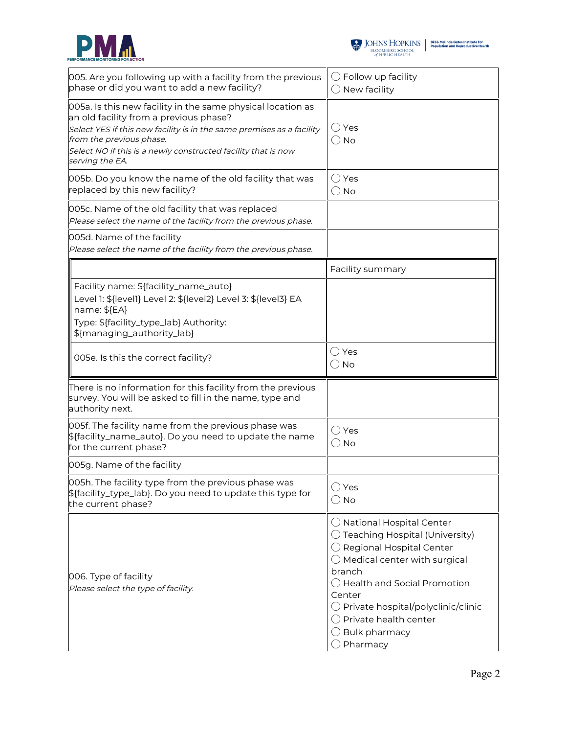| | |
|---|---|
| 005. Are you following up with a facility from the previous phase or did you want to add a new facility? | ◯ Follow up facility<br>◯ New facility |
| 005a. Is this new facility in the same physical location as an old facility from a previous phase?<br>*Select YES if this new facility is in the same premises as a facility from the previous phase.*<br>*Select NO if this is a newly constructed facility that is now serving the EA.* | ◯ Yes<br>◯ No |
| 005b. Do you know the name of the old facility that was replaced by this new facility? | ◯ Yes<br>◯ No |
| 005c. Name of the old facility that was replaced<br>*Please select the name of the facility from the previous phase.* | |
| 005d. Name of the facility<br>*Please select the name of the facility from the previous phase.* | |

| | Facility summary |
|---|---|
| Facility name: ${facility_name_auto}<br>Level 1: ${level1} Level 2: ${level2} Level 3: ${level3} EA name: ${EA}<br>Type: ${facility_type_lab} Authority: ${managing_authority_lab} | |
| 005e. Is this the correct facility? | ◯ Yes<br>◯ No |

| | |
|---|---|
| There is no information for this facility from the previous survey. You will be asked to fill in the name, type and authority next. | |
| 005f. The facility name from the previous phase was ${facility_name_auto}. Do you need to update the name for the current phase? | ◯ Yes<br>◯ No |
| 005g. Name of the facility | |
| 005h. The facility type from the previous phase was ${facility_type_lab}. Do you need to update this type for the current phase? | ◯ Yes<br>◯ No |
| 006. Type of facility<br>*Please select the type of facility.* | ◯ National Hospital Center<br>◯ Teaching Hospital (University)<br>◯ Regional Hospital Center<br>◯ Medical center with surgical branch<br>◯ Health and Social Promotion Center<br>◯ Private hospital/polyclinic/clinic<br>◯ Private health center<br>◯ Bulk pharmacy<br>◯ Pharmacy |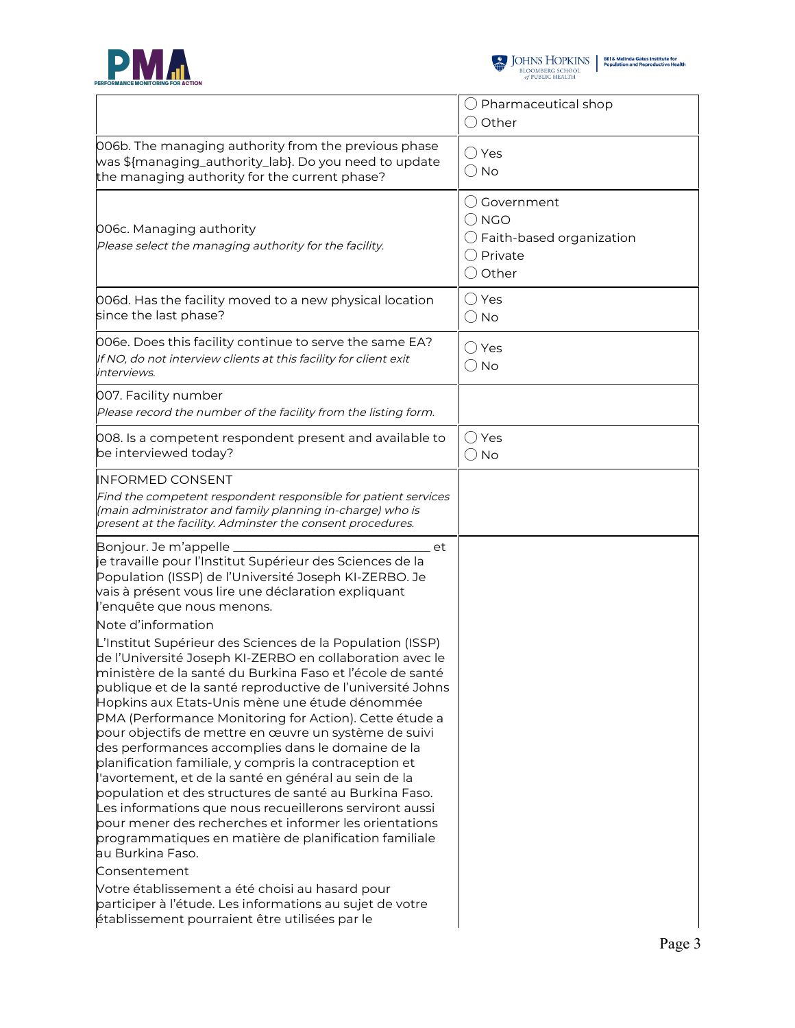| | |
|---|---|
| | ◯ Pharmaceutical shop<br>◯ Other |
| 006b. The managing authority from the previous phase was ${managing_authority_lab}. Do you need to update the managing authority for the current phase? | ◯ Yes<br>◯ No |
| 006c. Managing authority<br>*Please select the managing authority for the facility.* | ◯ Government<br>◯ NGO<br>◯ Faith-based organization<br>◯ Private<br>◯ Other |
| 006d. Has the facility moved to a new physical location since the last phase? | ◯ Yes<br>◯ No |
| 006e. Does this facility continue to serve the same EA?<br>*If NO, do not interview clients at this facility for client exit interviews.* | ◯ Yes<br>◯ No |
| 007. Facility number<br>*Please record the number of the facility from the listing form.* | |
| 008. Is a competent respondent present and available to be interviewed today? | ◯ Yes<br>◯ No |
| INFORMED CONSENT<br>*Find the competent respondent responsible for patient services (main administrator and family planning in-charge) who is present at the facility. Adminster the consent procedures.* | |
| Bonjour. Je m'appelle ______________________________ et je travaille pour l'Institut Supérieur des Sciences de la Population (ISSP) de l'Université Joseph KI-ZERBO. Je vais à présent vous lire une déclaration expliquant l'enquête que nous menons.<br>Note d'information<br>L'Institut Supérieur des Sciences de la Population (ISSP) de l'Université Joseph KI-ZERBO en collaboration avec le ministère de la santé du Burkina Faso et l'école de santé publique et de la santé reproductive de l'université Johns Hopkins aux Etats-Unis mène une étude dénommée PMA (Performance Monitoring for Action). Cette étude a pour objectifs de mettre en œuvre un système de suivi des performances accomplies dans le domaine de la planification familiale, y compris la contraception et l'avortement, et de la santé en général au sein de la population et des structures de santé au Burkina Faso. Les informations que nous recueillerons serviront aussi pour mener des recherches et informer les orientations programmatiques en matière de planification familiale au Burkina Faso.<br>Consentement<br>Votre établissement a été choisi au hasard pour participer à l'étude. Les informations au sujet de votre établissement pourraient être utilisées par le | |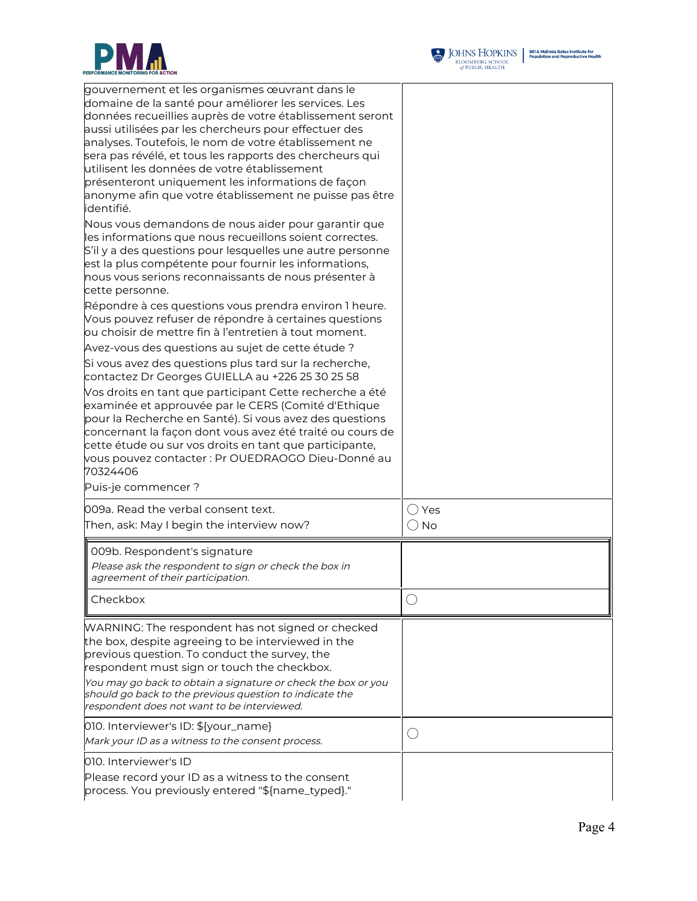| | |
|---|---|
| gouvernement et les organismes œuvrant dans le domaine de la santé pour améliorer les services. Les données recueillies auprès de votre établissement seront aussi utilisées par les chercheurs pour effectuer des analyses. Toutefois, le nom de votre établissement ne sera pas révélé, et tous les rapports des chercheurs qui utilisent les données de votre établissement présenteront uniquement les informations de façon anonyme afin que votre établissement ne puisse pas être identifié.<br>Nous vous demandons de nous aider pour garantir que les informations que nous recueillons soient correctes. S'il y a des questions pour lesquelles une autre personne est la plus compétente pour fournir les informations, nous vous serions reconnaissants de nous présenter à cette personne.<br>Répondre à ces questions vous prendra environ 1 heure. Vous pouvez refuser de répondre à certaines questions ou choisir de mettre fin à l'entretien à tout moment.<br>Avez-vous des questions au sujet de cette étude ?<br>Si vous avez des questions plus tard sur la recherche, contactez Dr Georges GUIELLA au +226 25 30 25 58<br>Vos droits en tant que participant Cette recherche a été examinée et approuvée par le CERS (Comité d'Ethique pour la Recherche en Santé). Si vous avez des questions concernant la façon dont vous avez été traité ou cours de cette étude ou sur vos droits en tant que participante, vous pouvez contacter : Pr OUEDRAOGO Dieu-Donné au 70324406<br>Puis-je commencer ? | |
| 009a. Read the verbal consent text.<br>Then, ask: May I begin the interview now? | ◯ Yes<br>◯ No |
| 009b. Respondent's signature<br>*Please ask the respondent to sign or check the box in agreement of their participation.* | |
| Checkbox | ◯ |
| WARNING: The respondent has not signed or checked the box, despite agreeing to be interviewed in the previous question. To conduct the survey, the respondent must sign or touch the checkbox.<br>*You may go back to obtain a signature or check the box or you should go back to the previous question to indicate the respondent does not want to be interviewed.* | |
| 010. Interviewer's ID: ${your_name}<br>*Mark your ID as a witness to the consent process.* | ◯ |
| 010. Interviewer's ID<br>Please record your ID as a witness to the consent process. You previously entered "${name_typed}." | |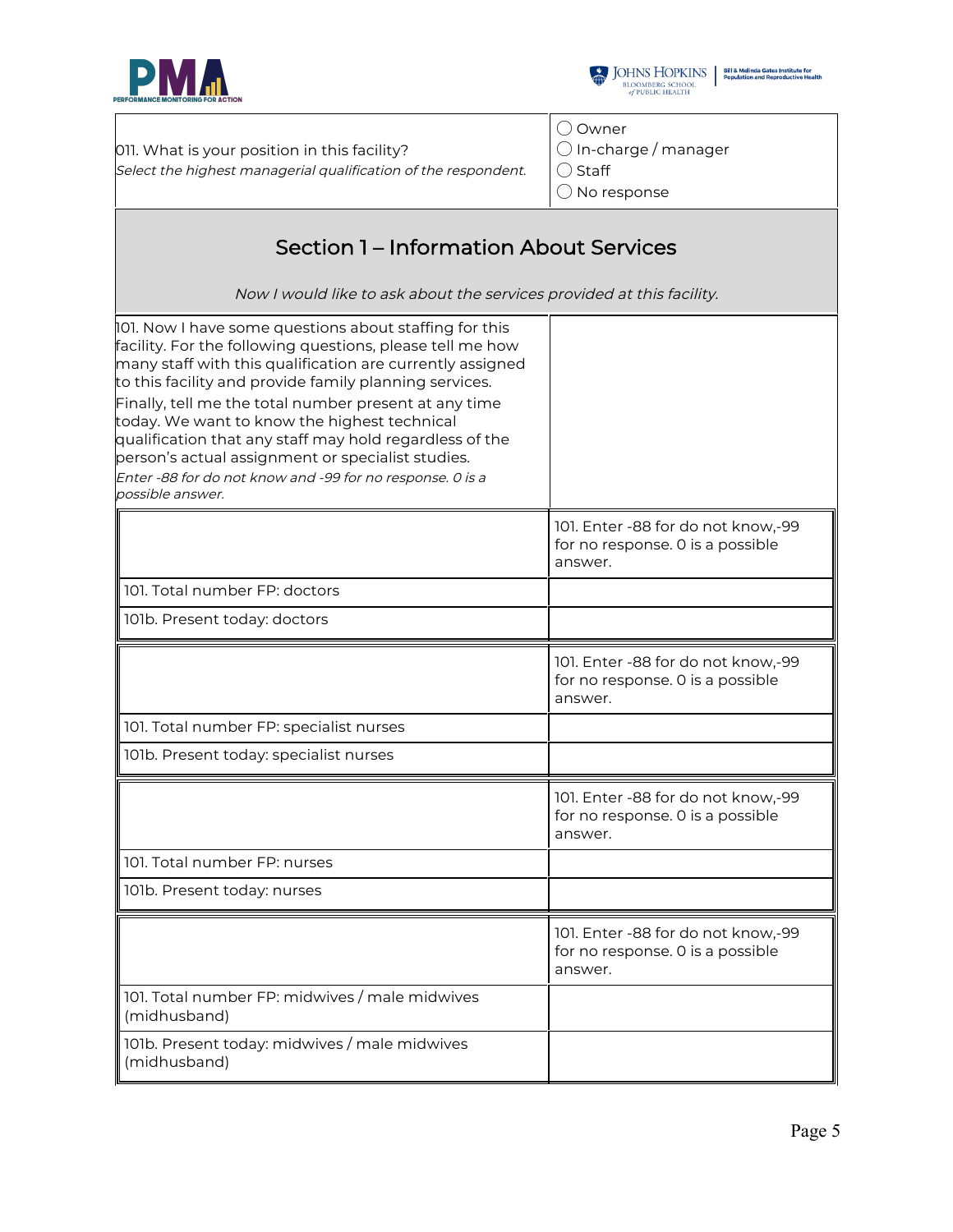| 011. What is your position in this facility?<br>*Select the highest managerial qualification of the respondent.* | ◯ Owner<br>◯ In-charge / manager<br>◯ Staff<br>◯ No response |
|---|---|

## Section 1 – Information About Services

*Now I would like to ask about the services provided at this facility.*

101. Now I have some questions about staffing for this facility. For the following questions, please tell me how many staff with this qualification are currently assigned to this facility and provide family planning services.

Finally, tell me the total number present at any time today. We want to know the highest technical qualification that any staff may hold regardless of the person's actual assignment or specialist studies.

*Enter -88 for do not know and -99 for no response. 0 is a possible answer.*

| | 101. Enter -88 for do not know,-99 for no response. 0 is a possible answer. |
|---|---|
| 101. Total number FP: doctors | |
| 101b. Present today: doctors | |

| | 101. Enter -88 for do not know,-99 for no response. 0 is a possible answer. |
|---|---|
| 101. Total number FP: specialist nurses | |
| 101b. Present today: specialist nurses | |

| | 101. Enter -88 for do not know,-99 for no response. 0 is a possible answer. |
|---|---|
| 101. Total number FP: nurses | |
| 101b. Present today: nurses | |

| | 101. Enter -88 for do not know,-99 for no response. 0 is a possible answer. |
|---|---|
| 101. Total number FP: midwives / male midwives (midhusband) | |
| 101b. Present today: midwives / male midwives (midhusband) | |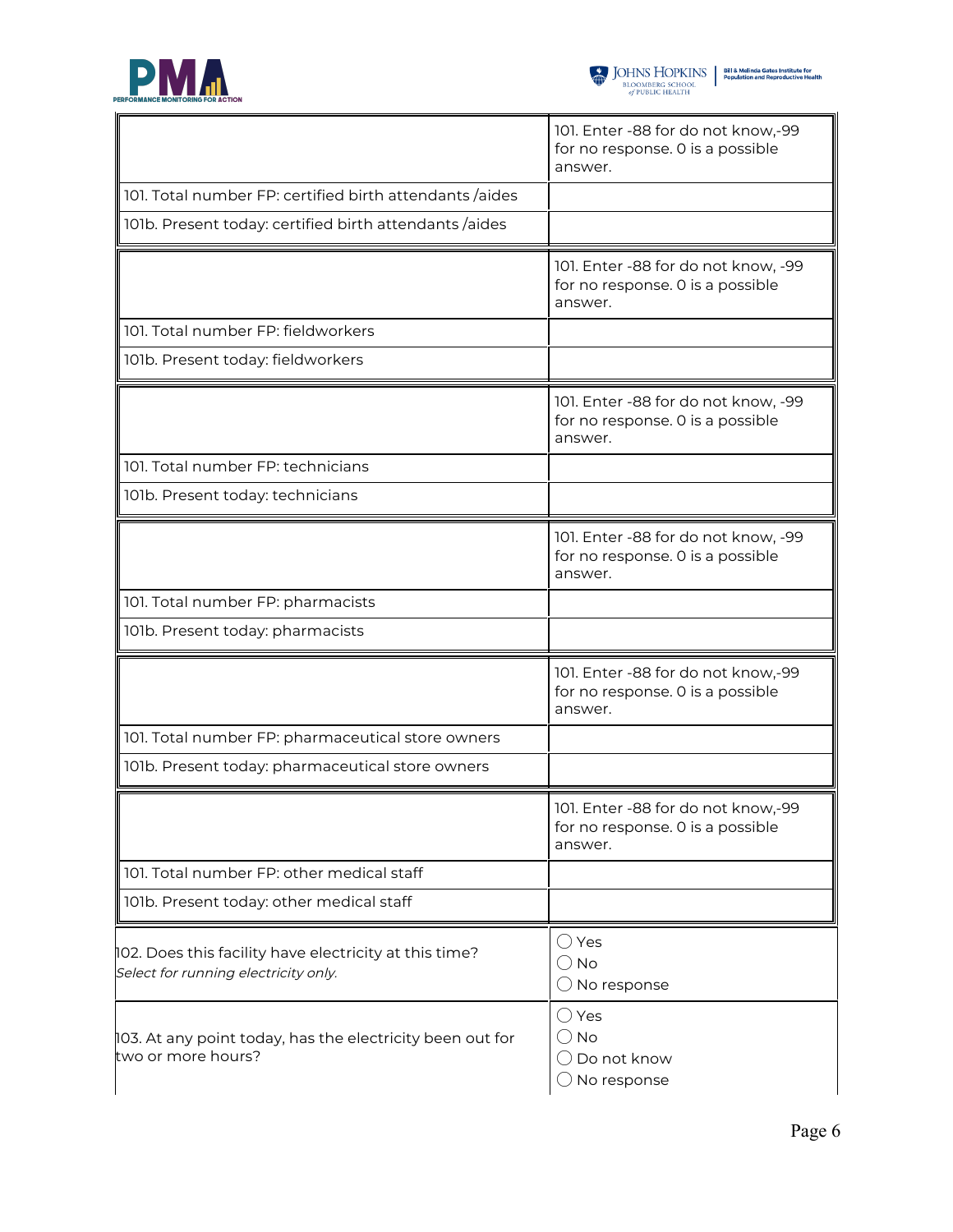| | 101. Enter -88 for do not know,-99 for no response. 0 is a possible answer. |
|---|---|
| 101. Total number FP: certified birth attendants /aides | |
| 101b. Present today: certified birth attendants /aides | |

| | 101. Enter -88 for do not know, -99 for no response. 0 is a possible answer. |
|---|---|
| 101. Total number FP: fieldworkers | |
| 101b. Present today: fieldworkers | |

| | 101. Enter -88 for do not know, -99 for no response. 0 is a possible answer. |
|---|---|
| 101. Total number FP: technicians | |
| 101b. Present today: technicians | |

| | 101. Enter -88 for do not know, -99 for no response. 0 is a possible answer. |
|---|---|
| 101. Total number FP: pharmacists | |
| 101b. Present today: pharmacists | |

| | 101. Enter -88 for do not know,-99 for no response. 0 is a possible answer. |
|---|---|
| 101. Total number FP: pharmaceutical store owners | |
| 101b. Present today: pharmaceutical store owners | |

| | 101. Enter -88 for do not know,-99 for no response. 0 is a possible answer. |
|---|---|
| 101. Total number FP: other medical staff | |
| 101b. Present today: other medical staff | |

| | |
|---|---|
| 102. Does this facility have electricity at this time? *Select for running electricity only.* | ◯ Yes<br>◯ No<br>◯ No response |
| 103. At any point today, has the electricity been out for two or more hours? | ◯ Yes<br>◯ No<br>◯ Do not know<br>◯ No response |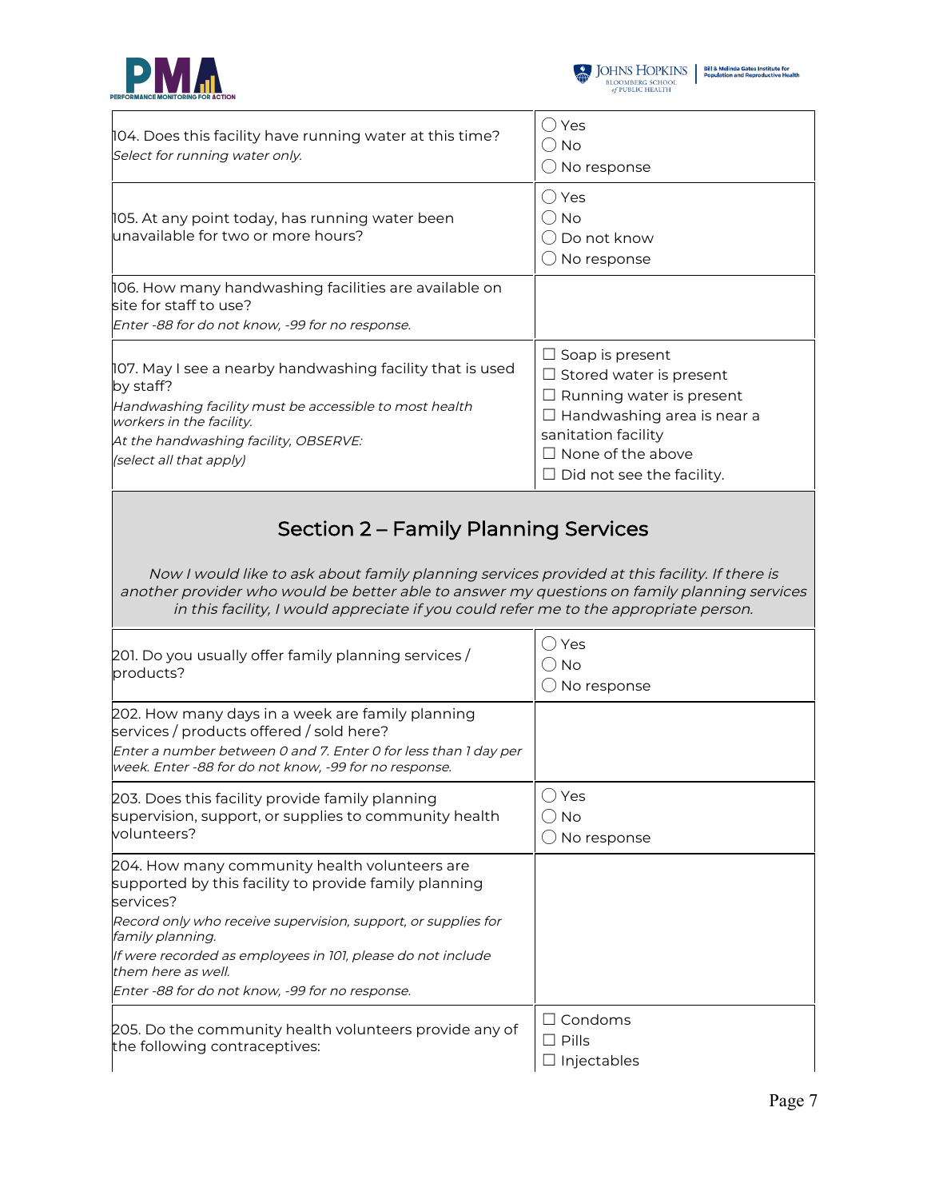| | |
|---|---|
| 104. Does this facility have running water at this time?<br>*Select for running water only.* | ◯ Yes<br>◯ No<br>◯ No response |
| 105. At any point today, has running water been unavailable for two or more hours? | ◯ Yes<br>◯ No<br>◯ Do not know<br>◯ No response |
| 106. How many handwashing facilities are available on site for staff to use?<br>*Enter -88 for do not know, -99 for no response.* | |
| 107. May I see a nearby handwashing facility that is used by staff?<br>*Handwashing facility must be accessible to most health workers in the facility.*<br>*At the handwashing facility, OBSERVE:*<br>*(select all that apply)* | ☐ Soap is present<br>☐ Stored water is present<br>☐ Running water is present<br>☐ Handwashing area is near a sanitation facility<br>☐ None of the above<br>☐ Did not see the facility. |

## Section 2 – Family Planning Services

*Now I would like to ask about family planning services provided at this facility. If there is another provider who would be better able to answer my questions on family planning services in this facility, I would appreciate if you could refer me to the appropriate person.*

| | |
|---|---|
| 201. Do you usually offer family planning services / products? | ◯ Yes<br>◯ No<br>◯ No response |
| 202. How many days in a week are family planning services / products offered / sold here?<br>*Enter a number between 0 and 7. Enter 0 for less than 1 day per week. Enter -88 for do not know, -99 for no response.* | |
| 203. Does this facility provide family planning supervision, support, or supplies to community health volunteers? | ◯ Yes<br>◯ No<br>◯ No response |
| 204. How many community health volunteers are supported by this facility to provide family planning services?<br>*Record only who receive supervision, support, or supplies for family planning.*<br>*If were recorded as employees in 101, please do not include them here as well.*<br>*Enter -88 for do not know, -99 for no response.* | |
| 205. Do the community health volunteers provide any of the following contraceptives: | ☐ Condoms<br>☐ Pills<br>☐ Injectables |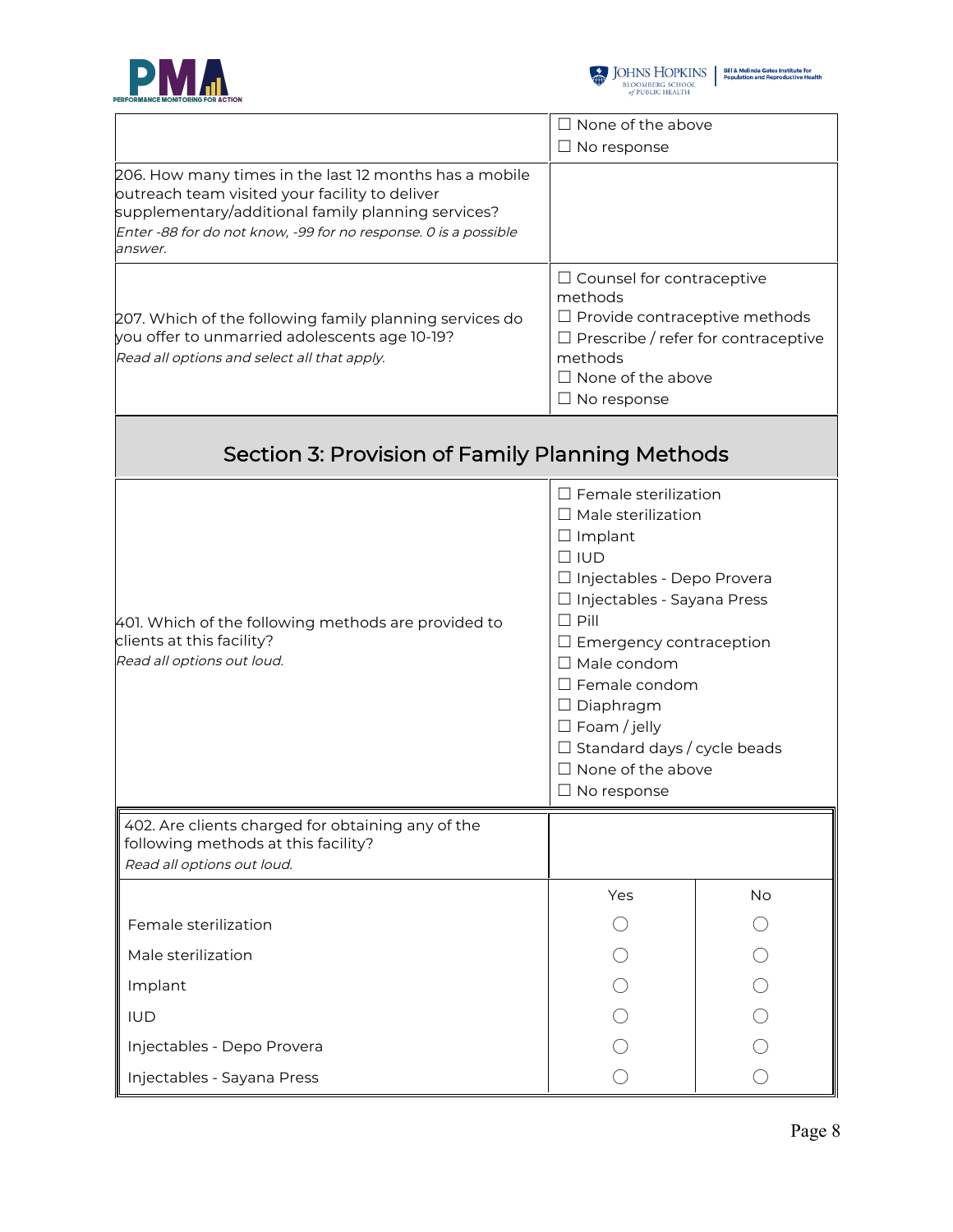| | |
|---|---|
| | ☐ None of the above<br>☐ No response |
| 206. How many times in the last 12 months has a mobile outreach team visited your facility to deliver supplementary/additional family planning services?<br>*Enter -88 for do not know, -99 for no response. 0 is a possible answer.* | |
| 207. Which of the following family planning services do you offer to unmarried adolescents age 10-19?<br>*Read all options and select all that apply.* | ☐ Counsel for contraceptive methods<br>☐ Provide contraceptive methods<br>☐ Prescribe / refer for contraceptive methods<br>☐ None of the above<br>☐ No response |

## Section 3: Provision of Family Planning Methods

| | |
|---|---|
| 401. Which of the following methods are provided to clients at this facility?<br>*Read all options out loud.* | ☐ Female sterilization<br>☐ Male sterilization<br>☐ Implant<br>☐ IUD<br>☐ Injectables - Depo Provera<br>☐ Injectables - Sayana Press<br>☐ Pill<br>☐ Emergency contraception<br>☐ Male condom<br>☐ Female condom<br>☐ Diaphragm<br>☐ Foam / jelly<br>☐ Standard days / cycle beads<br>☐ None of the above<br>☐ No response |

402. Are clients charged for obtaining any of the following methods at this facility?
*Read all options out loud.*

| | Yes | No |
|---|---|---|
| Female sterilization | ◯ | ◯ |
| Male sterilization | ◯ | ◯ |
| Implant | ◯ | ◯ |
| IUD | ◯ | ◯ |
| Injectables - Depo Provera | ◯ | ◯ |
| Injectables - Sayana Press | ◯ | ◯ |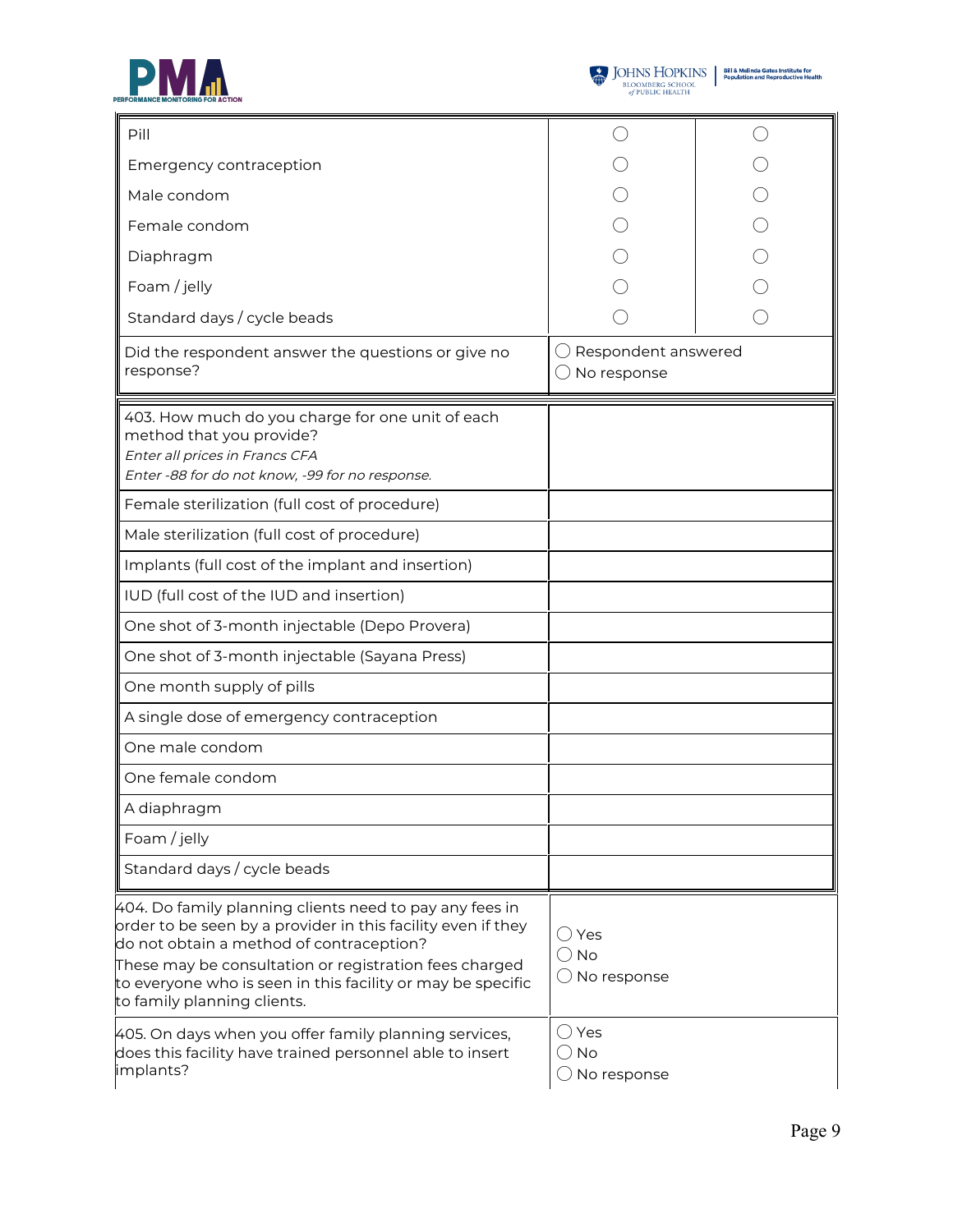| | | |
|---|---|---|
| Pill | ◯ | ◯ |
| Emergency contraception | ◯ | ◯ |
| Male condom | ◯ | ◯ |
| Female condom | ◯ | ◯ |
| Diaphragm | ◯ | ◯ |
| Foam / jelly | ◯ | ◯ |
| Standard days / cycle beads | ◯ | ◯ |
| Did the respondent answer the questions or give no response? | ◯ Respondent answered<br>◯ No response | |

| | |
|---|---|
| 403. How much do you charge for one unit of each method that you provide?<br>*Enter all prices in Francs CFA*<br>*Enter -88 for do not know, -99 for no response.* | |
| Female sterilization (full cost of procedure) | |
| Male sterilization (full cost of procedure) | |
| Implants (full cost of the implant and insertion) | |
| IUD (full cost of the IUD and insertion) | |
| One shot of 3-month injectable (Depo Provera) | |
| One shot of 3-month injectable (Sayana Press) | |
| One month supply of pills | |
| A single dose of emergency contraception | |
| One male condom | |
| One female condom | |
| A diaphragm | |
| Foam / jelly | |
| Standard days / cycle beads | |

| | |
|---|---|
| 404. Do family planning clients need to pay any fees in order to be seen by a provider in this facility even if they do not obtain a method of contraception?<br>These may be consultation or registration fees charged to everyone who is seen in this facility or may be specific to family planning clients. | ◯ Yes<br>◯ No<br>◯ No response |
| 405. On days when you offer family planning services, does this facility have trained personnel able to insert implants? | ◯ Yes<br>◯ No<br>◯ No response |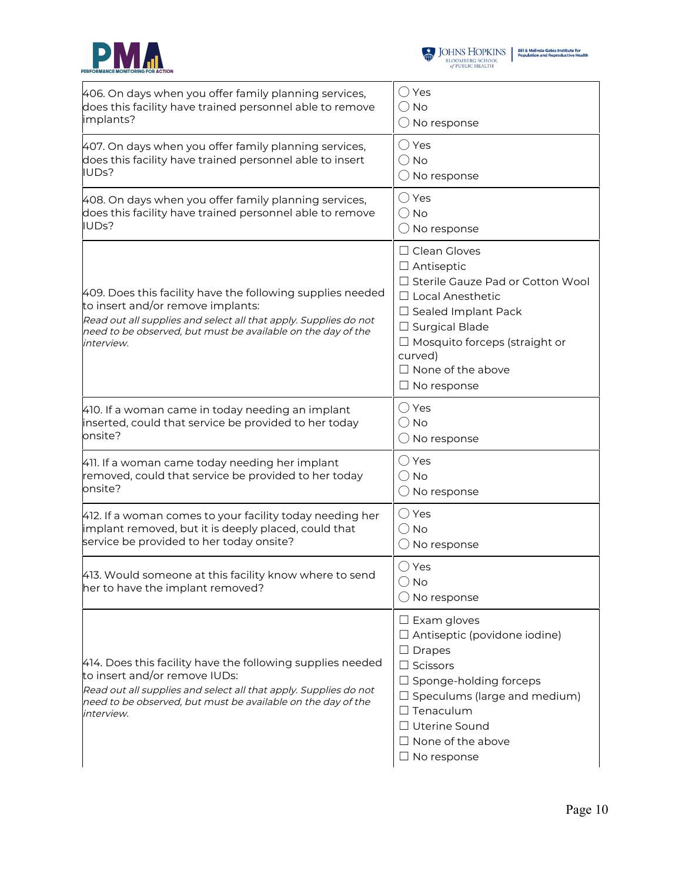| | |
|---|---|
| 406. On days when you offer family planning services, does this facility have trained personnel able to remove implants? | ◯ Yes<br>◯ No<br>◯ No response |
| 407. On days when you offer family planning services, does this facility have trained personnel able to insert IUDs? | ◯ Yes<br>◯ No<br>◯ No response |
| 408. On days when you offer family planning services, does this facility have trained personnel able to remove IUDs? | ◯ Yes<br>◯ No<br>◯ No response |
| 409. Does this facility have the following supplies needed to insert and/or remove implants:<br>*Read out all supplies and select all that apply. Supplies do not need to be observed, but must be available on the day of the interview.* | ☐ Clean Gloves<br>☐ Antiseptic<br>☐ Sterile Gauze Pad or Cotton Wool<br>☐ Local Anesthetic<br>☐ Sealed Implant Pack<br>☐ Surgical Blade<br>☐ Mosquito forceps (straight or curved)<br>☐ None of the above<br>☐ No response |
| 410. If a woman came in today needing an implant inserted, could that service be provided to her today onsite? | ◯ Yes<br>◯ No<br>◯ No response |
| 411. If a woman came today needing her implant removed, could that service be provided to her today onsite? | ◯ Yes<br>◯ No<br>◯ No response |
| 412. If a woman comes to your facility today needing her implant removed, but it is deeply placed, could that service be provided to her today onsite? | ◯ Yes<br>◯ No<br>◯ No response |
| 413. Would someone at this facility know where to send her to have the implant removed? | ◯ Yes<br>◯ No<br>◯ No response |
| 414. Does this facility have the following supplies needed to insert and/or remove IUDs:<br>*Read out all supplies and select all that apply. Supplies do not need to be observed, but must be available on the day of the interview.* | ☐ Exam gloves<br>☐ Antiseptic (povidone iodine)<br>☐ Drapes<br>☐ Scissors<br>☐ Sponge-holding forceps<br>☐ Speculums (large and medium)<br>☐ Tenaculum<br>☐ Uterine Sound<br>☐ None of the above<br>☐ No response |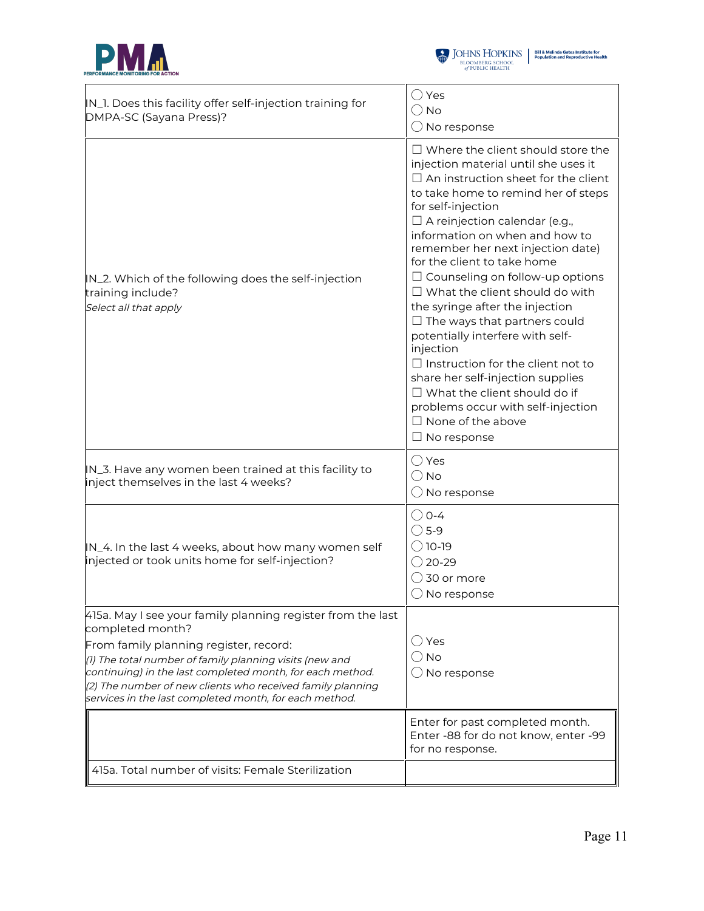| | |
|---|---|
| IN_1. Does this facility offer self-injection training for DMPA-SC (Sayana Press)? | ◯ Yes<br>◯ No<br>◯ No response |
| IN_2. Which of the following does the self-injection training include?<br>*Select all that apply* | ☐ Where the client should store the injection material until she uses it<br>☐ An instruction sheet for the client to take home to remind her of steps for self-injection<br>☐ A reinjection calendar (e.g., information on when and how to remember her next injection date) for the client to take home<br>☐ Counseling on follow-up options<br>☐ What the client should do with the syringe after the injection<br>☐ The ways that partners could potentially interfere with self-injection<br>☐ Instruction for the client not to share her self-injection supplies<br>☐ What the client should do if problems occur with self-injection<br>☐ None of the above<br>☐ No response |
| IN_3. Have any women been trained at this facility to inject themselves in the last 4 weeks? | ◯ Yes<br>◯ No<br>◯ No response |
| IN_4. In the last 4 weeks, about how many women self injected or took units home for self-injection? | ◯ 0-4<br>◯ 5-9<br>◯ 10-19<br>◯ 20-29<br>◯ 30 or more<br>◯ No response |
| 415a. May I see your family planning register from the last completed month?<br>From family planning register, record:<br>*(1) The total number of family planning visits (new and continuing) in the last completed month, for each method.*<br>*(2) The number of new clients who received family planning services in the last completed month, for each method.* | ◯ Yes<br>◯ No<br>◯ No response |

| | Enter for past completed month. Enter -88 for do not know, enter -99 for no response. |
|---|---|
| 415a. Total number of visits: Female Sterilization | |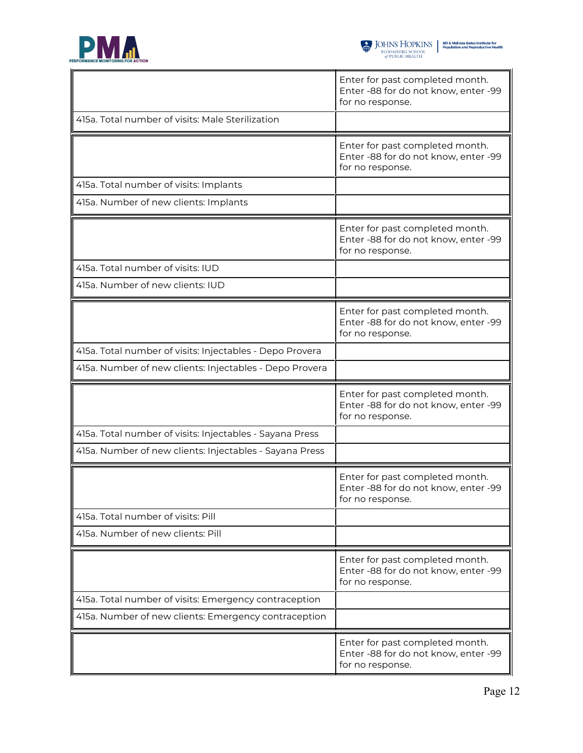| | Enter for past completed month. Enter -88 for do not know, enter -99 for no response. |
|---|---|
| 415a. Total number of visits: Male Sterilization | |

| | Enter for past completed month. Enter -88 for do not know, enter -99 for no response. |
|---|---|
| 415a. Total number of visits: Implants | |
| 415a. Number of new clients: Implants | |

| | Enter for past completed month. Enter -88 for do not know, enter -99 for no response. |
|---|---|
| 415a. Total number of visits: IUD | |
| 415a. Number of new clients: IUD | |

| | Enter for past completed month. Enter -88 for do not know, enter -99 for no response. |
|---|---|
| 415a. Total number of visits: Injectables - Depo Provera | |
| 415a. Number of new clients: Injectables - Depo Provera | |

| | Enter for past completed month. Enter -88 for do not know, enter -99 for no response. |
|---|---|
| 415a. Total number of visits: Injectables - Sayana Press | |
| 415a. Number of new clients: Injectables - Sayana Press | |

| | Enter for past completed month. Enter -88 for do not know, enter -99 for no response. |
|---|---|
| 415a. Total number of visits: Pill | |
| 415a. Number of new clients: Pill | |

| | Enter for past completed month. Enter -88 for do not know, enter -99 for no response. |
|---|---|
| 415a. Total number of visits: Emergency contraception | |
| 415a. Number of new clients: Emergency contraception | |

| | Enter for past completed month. Enter -88 for do not know, enter -99 for no response. |
|---|---|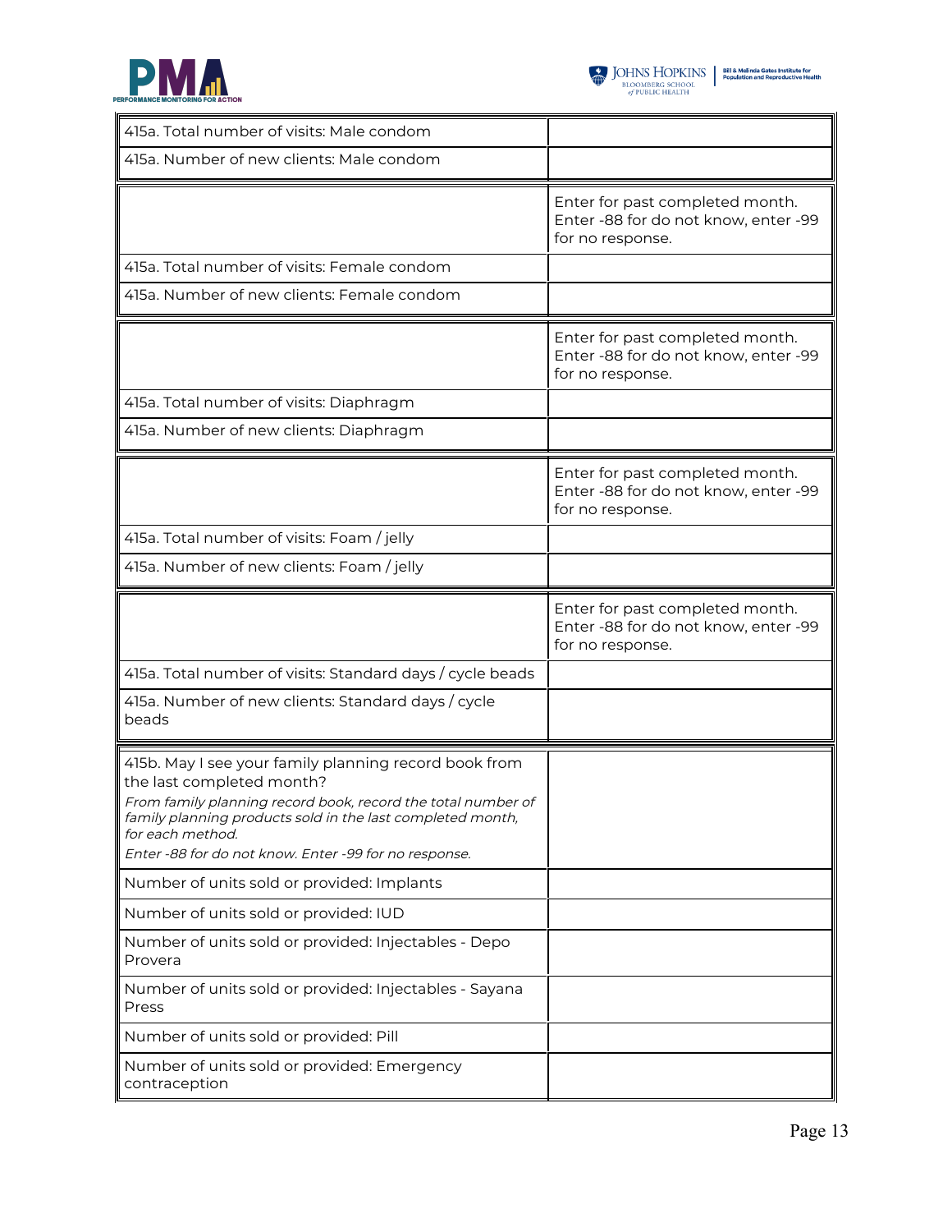| | |
|---|---|
| 415a. Total number of visits: Male condom | |
| 415a. Number of new clients: Male condom | |
| | Enter for past completed month. Enter -88 for do not know, enter -99 for no response. |
| 415a. Total number of visits: Female condom | |
| 415a. Number of new clients: Female condom | |
| | Enter for past completed month. Enter -88 for do not know, enter -99 for no response. |
| 415a. Total number of visits: Diaphragm | |
| 415a. Number of new clients: Diaphragm | |
| | Enter for past completed month. Enter -88 for do not know, enter -99 for no response. |
| 415a. Total number of visits: Foam / jelly | |
| 415a. Number of new clients: Foam / jelly | |
| | Enter for past completed month. Enter -88 for do not know, enter -99 for no response. |
| 415a. Total number of visits: Standard days / cycle beads | |
| 415a. Number of new clients: Standard days / cycle beads | |
| 415b. May I see your family planning record book from the last completed month? *From family planning record book, record the total number of family planning products sold in the last completed month, for each method.* *Enter -88 for do not know. Enter -99 for no response.* | |
| Number of units sold or provided: Implants | |
| Number of units sold or provided: IUD | |
| Number of units sold or provided: Injectables - Depo Provera | |
| Number of units sold or provided: Injectables - Sayana Press | |
| Number of units sold or provided: Pill | |
| Number of units sold or provided: Emergency contraception | |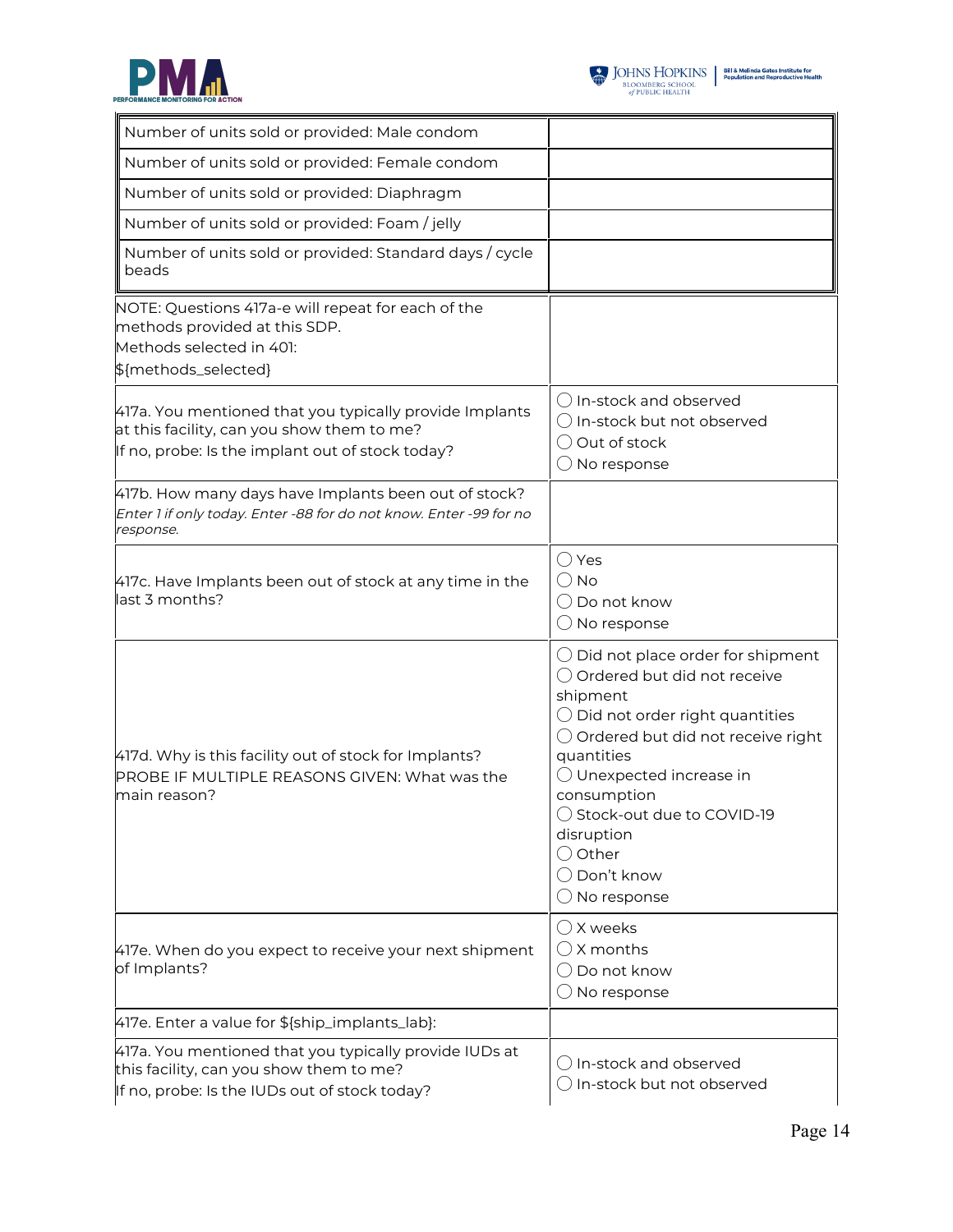| | |
|---|---|
| Number of units sold or provided: Male condom | |
| Number of units sold or provided: Female condom | |
| Number of units sold or provided: Diaphragm | |
| Number of units sold or provided: Foam / jelly | |
| Number of units sold or provided: Standard days / cycle beads | |

| | |
|---|---|
| NOTE: Questions 417a-e will repeat for each of the methods provided at this SDP.<br>Methods selected in 401:<br>${methods_selected} | |
| 417a. You mentioned that you typically provide Implants at this facility, can you show them to me?<br>If no, probe: Is the implant out of stock today? | ◯ In-stock and observed<br>◯ In-stock but not observed<br>◯ Out of stock<br>◯ No response |
| 417b. How many days have Implants been out of stock?<br>*Enter 1 if only today. Enter -88 for do not know. Enter -99 for no response.* | |
| 417c. Have Implants been out of stock at any time in the last 3 months? | ◯ Yes<br>◯ No<br>◯ Do not know<br>◯ No response |
| 417d. Why is this facility out of stock for Implants?<br>PROBE IF MULTIPLE REASONS GIVEN: What was the main reason? | ◯ Did not place order for shipment<br>◯ Ordered but did not receive shipment<br>◯ Did not order right quantities<br>◯ Ordered but did not receive right quantities<br>◯ Unexpected increase in consumption<br>◯ Stock-out due to COVID-19 disruption<br>◯ Other<br>◯ Don't know<br>◯ No response |
| 417e. When do you expect to receive your next shipment of Implants? | ◯ X weeks<br>◯ X months<br>◯ Do not know<br>◯ No response |
| 417e. Enter a value for ${ship_implants_lab}: | |
| 417a. You mentioned that you typically provide IUDs at this facility, can you show them to me?<br>If no, probe: Is the IUDs out of stock today? | ◯ In-stock and observed<br>◯ In-stock but not observed |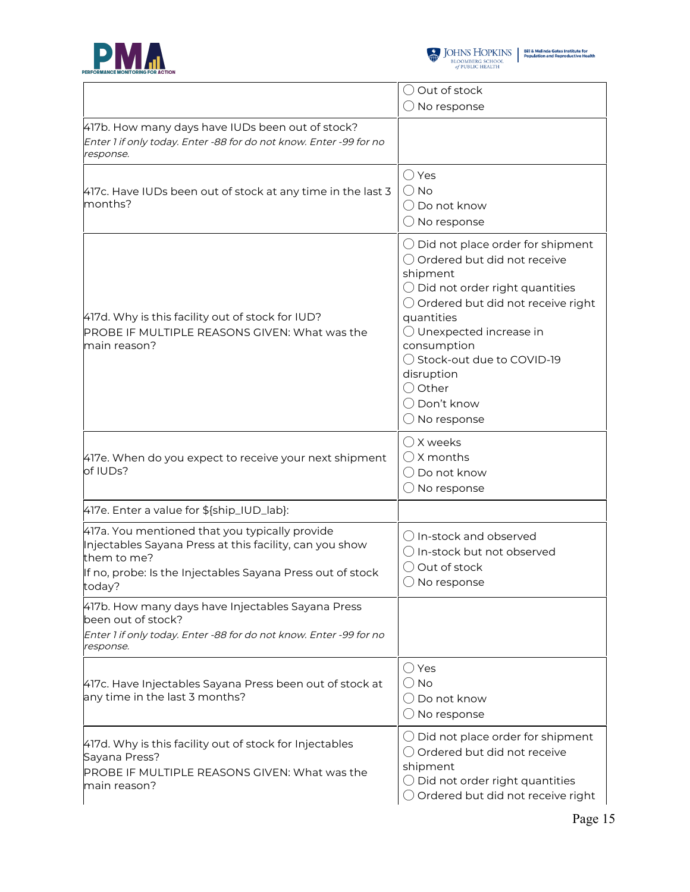| | |
|---|---|
| | ◯ Out of stock<br>◯ No response |
| 417b. How many days have IUDs been out of stock?<br>*Enter 1 if only today. Enter -88 for do not know. Enter -99 for no response.* | |
| 417c. Have IUDs been out of stock at any time in the last 3 months? | ◯ Yes<br>◯ No<br>◯ Do not know<br>◯ No response |
| 417d. Why is this facility out of stock for IUD?<br>PROBE IF MULTIPLE REASONS GIVEN: What was the main reason? | ◯ Did not place order for shipment<br>◯ Ordered but did not receive shipment<br>◯ Did not order right quantities<br>◯ Ordered but did not receive right quantities<br>◯ Unexpected increase in consumption<br>◯ Stock-out due to COVID-19 disruption<br>◯ Other<br>◯ Don't know<br>◯ No response |
| 417e. When do you expect to receive your next shipment of IUDs? | ◯ X weeks<br>◯ X months<br>◯ Do not know<br>◯ No response |
| 417e. Enter a value for ${ship_IUD_lab}: | |
| 417a. You mentioned that you typically provide Injectables Sayana Press at this facility, can you show them to me?<br>If no, probe: Is the Injectables Sayana Press out of stock today? | ◯ In-stock and observed<br>◯ In-stock but not observed<br>◯ Out of stock<br>◯ No response |
| 417b. How many days have Injectables Sayana Press been out of stock?<br>*Enter 1 if only today. Enter -88 for do not know. Enter -99 for no response.* | |
| 417c. Have Injectables Sayana Press been out of stock at any time in the last 3 months? | ◯ Yes<br>◯ No<br>◯ Do not know<br>◯ No response |
| 417d. Why is this facility out of stock for Injectables Sayana Press?<br>PROBE IF MULTIPLE REASONS GIVEN: What was the main reason? | ◯ Did not place order for shipment<br>◯ Ordered but did not receive shipment<br>◯ Did not order right quantities<br>◯ Ordered but did not receive right |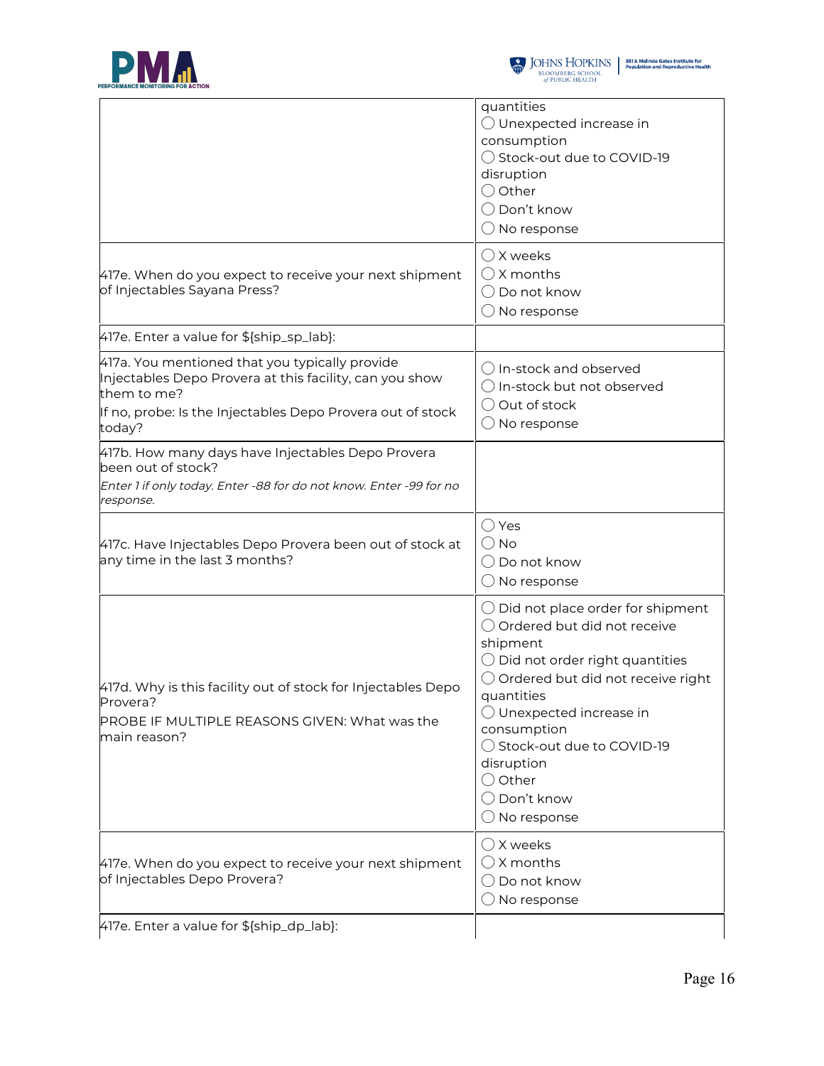| | |
|---|---|
| | quantities<br>◯ Unexpected increase in consumption<br>◯ Stock-out due to COVID-19 disruption<br>◯ Other<br>◯ Don't know<br>◯ No response |
| 417e. When do you expect to receive your next shipment of Injectables Sayana Press? | ◯ X weeks<br>◯ X months<br>◯ Do not know<br>◯ No response |
| 417e. Enter a value for ${ship_sp_lab}: | |
| 417a. You mentioned that you typically provide Injectables Depo Provera at this facility, can you show them to me?<br>If no, probe: Is the Injectables Depo Provera out of stock today? | ◯ In-stock and observed<br>◯ In-stock but not observed<br>◯ Out of stock<br>◯ No response |
| 417b. How many days have Injectables Depo Provera been out of stock?<br>*Enter 1 if only today. Enter -88 for do not know. Enter -99 for no response.* | |
| 417c. Have Injectables Depo Provera been out of stock at any time in the last 3 months? | ◯ Yes<br>◯ No<br>◯ Do not know<br>◯ No response |
| 417d. Why is this facility out of stock for Injectables Depo Provera?<br>PROBE IF MULTIPLE REASONS GIVEN: What was the main reason? | ◯ Did not place order for shipment<br>◯ Ordered but did not receive shipment<br>◯ Did not order right quantities<br>◯ Ordered but did not receive right quantities<br>◯ Unexpected increase in consumption<br>◯ Stock-out due to COVID-19 disruption<br>◯ Other<br>◯ Don't know<br>◯ No response |
| 417e. When do you expect to receive your next shipment of Injectables Depo Provera? | ◯ X weeks<br>◯ X months<br>◯ Do not know<br>◯ No response |
| 417e. Enter a value for ${ship_dp_lab}: | |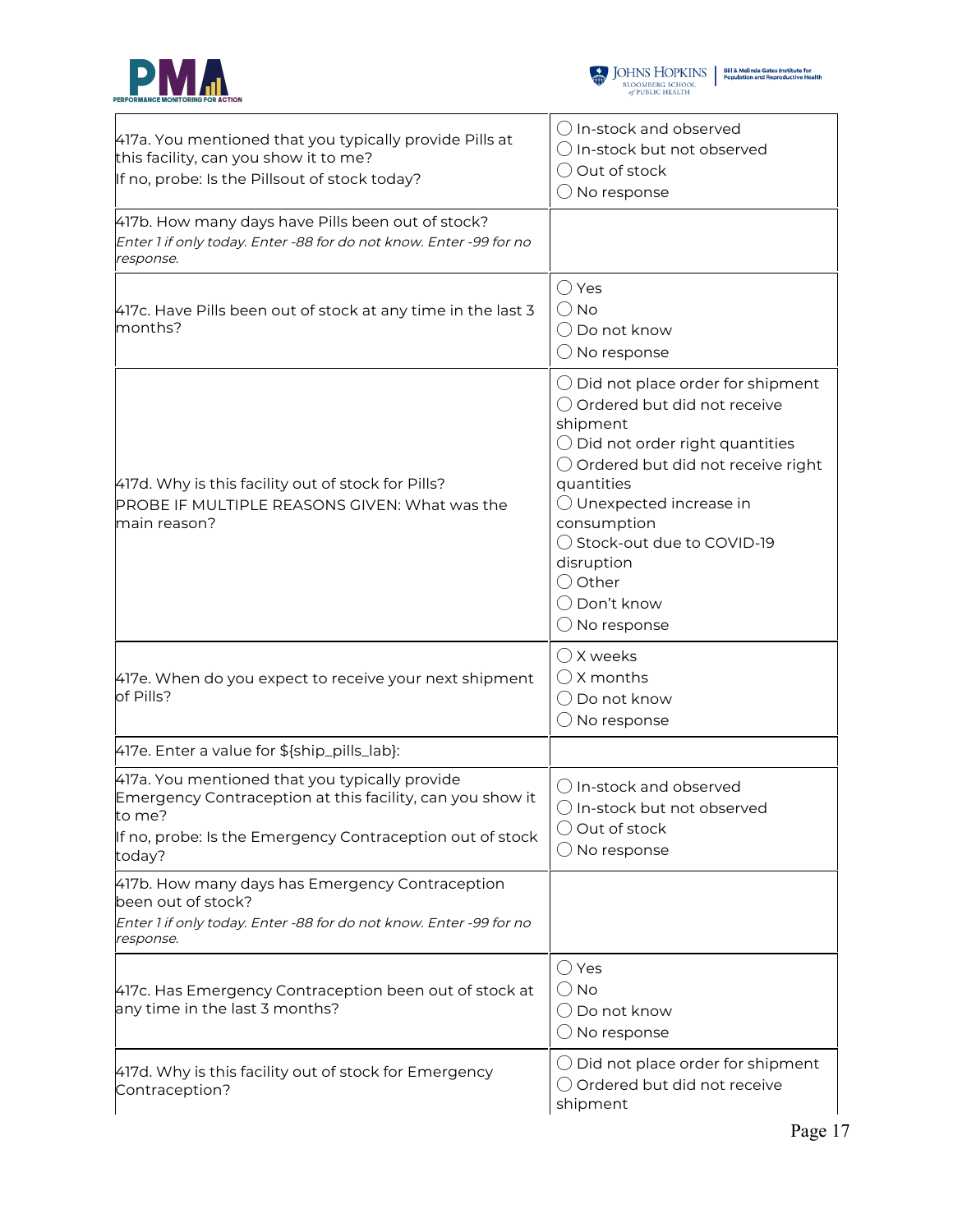| | |
|---|---|
| 417a. You mentioned that you typically provide Pills at this facility, can you show it to me?<br>If no, probe: Is the Pillsout of stock today? | ◯ In-stock and observed<br>◯ In-stock but not observed<br>◯ Out of stock<br>◯ No response |
| 417b. How many days have Pills been out of stock?<br>*Enter 1 if only today. Enter -88 for do not know. Enter -99 for no response.* | |
| 417c. Have Pills been out of stock at any time in the last 3 months? | ◯ Yes<br>◯ No<br>◯ Do not know<br>◯ No response |
| 417d. Why is this facility out of stock for Pills?<br>PROBE IF MULTIPLE REASONS GIVEN: What was the main reason? | ◯ Did not place order for shipment<br>◯ Ordered but did not receive shipment<br>◯ Did not order right quantities<br>◯ Ordered but did not receive right quantities<br>◯ Unexpected increase in consumption<br>◯ Stock-out due to COVID-19 disruption<br>◯ Other<br>◯ Don't know<br>◯ No response |
| 417e. When do you expect to receive your next shipment of Pills? | ◯ X weeks<br>◯ X months<br>◯ Do not know<br>◯ No response |
| 417e. Enter a value for ${ship_pills_lab}: | |
| 417a. You mentioned that you typically provide Emergency Contraception at this facility, can you show it to me?<br>If no, probe: Is the Emergency Contraception out of stock today? | ◯ In-stock and observed<br>◯ In-stock but not observed<br>◯ Out of stock<br>◯ No response |
| 417b. How many days has Emergency Contraception been out of stock?<br>*Enter 1 if only today. Enter -88 for do not know. Enter -99 for no response.* | |
| 417c. Has Emergency Contraception been out of stock at any time in the last 3 months? | ◯ Yes<br>◯ No<br>◯ Do not know<br>◯ No response |
| 417d. Why is this facility out of stock for Emergency Contraception? | ◯ Did not place order for shipment<br>◯ Ordered but did not receive shipment |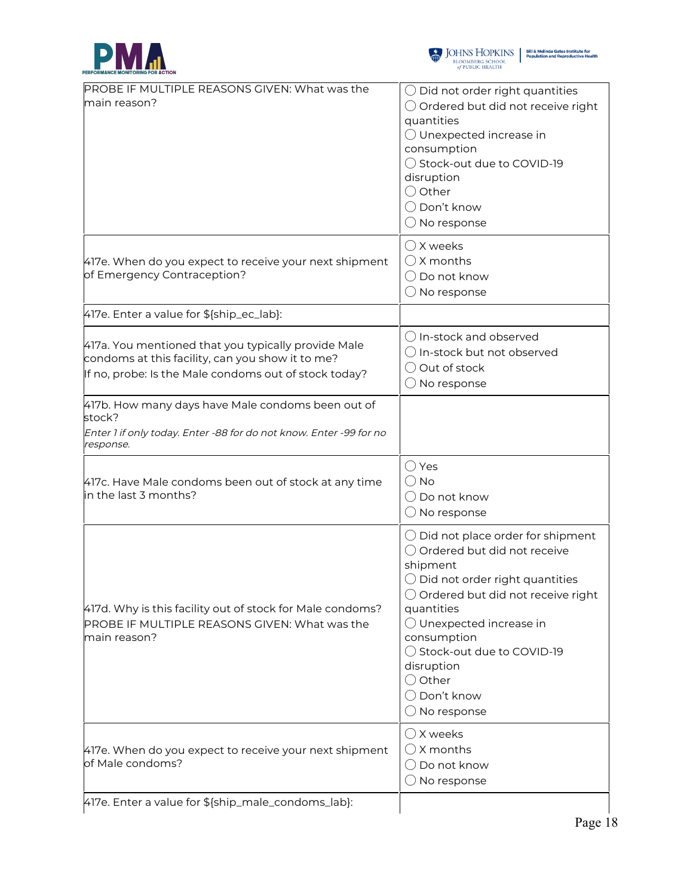| | |
|---|---|
| PROBE IF MULTIPLE REASONS GIVEN: What was the main reason? | ◯ Did not order right quantities<br>◯ Ordered but did not receive right quantities<br>◯ Unexpected increase in consumption<br>◯ Stock-out due to COVID-19 disruption<br>◯ Other<br>◯ Don't know<br>◯ No response |
| 417e. When do you expect to receive your next shipment of Emergency Contraception? | ◯ X weeks<br>◯ X months<br>◯ Do not know<br>◯ No response |
| 417e. Enter a value for ${ship_ec_lab}: | |
| 417a. You mentioned that you typically provide Male condoms at this facility, can you show it to me?<br>If no, probe: Is the Male condoms out of stock today? | ◯ In-stock and observed<br>◯ In-stock but not observed<br>◯ Out of stock<br>◯ No response |
| 417b. How many days have Male condoms been out of stock?<br>*Enter 1 if only today. Enter -88 for do not know. Enter -99 for no response.* | |
| 417c. Have Male condoms been out of stock at any time in the last 3 months? | ◯ Yes<br>◯ No<br>◯ Do not know<br>◯ No response |
| 417d. Why is this facility out of stock for Male condoms?<br>PROBE IF MULTIPLE REASONS GIVEN: What was the main reason? | ◯ Did not place order for shipment<br>◯ Ordered but did not receive shipment<br>◯ Did not order right quantities<br>◯ Ordered but did not receive right quantities<br>◯ Unexpected increase in consumption<br>◯ Stock-out due to COVID-19 disruption<br>◯ Other<br>◯ Don't know<br>◯ No response |
| 417e. When do you expect to receive your next shipment of Male condoms? | ◯ X weeks<br>◯ X months<br>◯ Do not know<br>◯ No response |
| 417e. Enter a value for ${ship_male_condoms_lab}: | |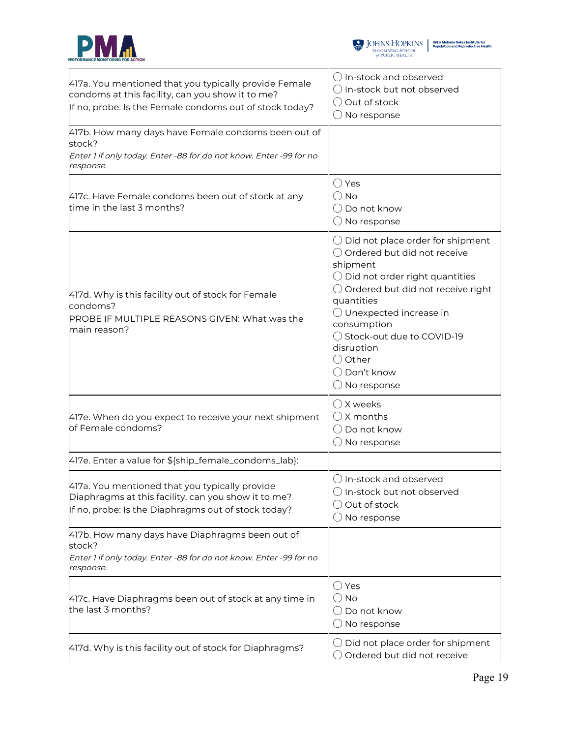| | |
|---|---|
| 417a. You mentioned that you typically provide Female condoms at this facility, can you show it to me?<br>If no, probe: Is the Female condoms out of stock today? | ◯ In-stock and observed<br>◯ In-stock but not observed<br>◯ Out of stock<br>◯ No response |
| 417b. How many days have Female condoms been out of stock?<br>*Enter 1 if only today. Enter -88 for do not know. Enter -99 for no response.* | |
| 417c. Have Female condoms been out of stock at any time in the last 3 months? | ◯ Yes<br>◯ No<br>◯ Do not know<br>◯ No response |
| 417d. Why is this facility out of stock for Female condoms?<br>PROBE IF MULTIPLE REASONS GIVEN: What was the main reason? | ◯ Did not place order for shipment<br>◯ Ordered but did not receive shipment<br>◯ Did not order right quantities<br>◯ Ordered but did not receive right quantities<br>◯ Unexpected increase in consumption<br>◯ Stock-out due to COVID-19 disruption<br>◯ Other<br>◯ Don't know<br>◯ No response |
| 417e. When do you expect to receive your next shipment of Female condoms? | ◯ X weeks<br>◯ X months<br>◯ Do not know<br>◯ No response |
| 417e. Enter a value for ${ship_female_condoms_lab}: | |
| 417a. You mentioned that you typically provide Diaphragms at this facility, can you show it to me?<br>If no, probe: Is the Diaphragms out of stock today? | ◯ In-stock and observed<br>◯ In-stock but not observed<br>◯ Out of stock<br>◯ No response |
| 417b. How many days have Diaphragms been out of stock?<br>*Enter 1 if only today. Enter -88 for do not know. Enter -99 for no response.* | |
| 417c. Have Diaphragms been out of stock at any time in the last 3 months? | ◯ Yes<br>◯ No<br>◯ Do not know<br>◯ No response |
| 417d. Why is this facility out of stock for Diaphragms? | ◯ Did not place order for shipment<br>◯ Ordered but did not receive |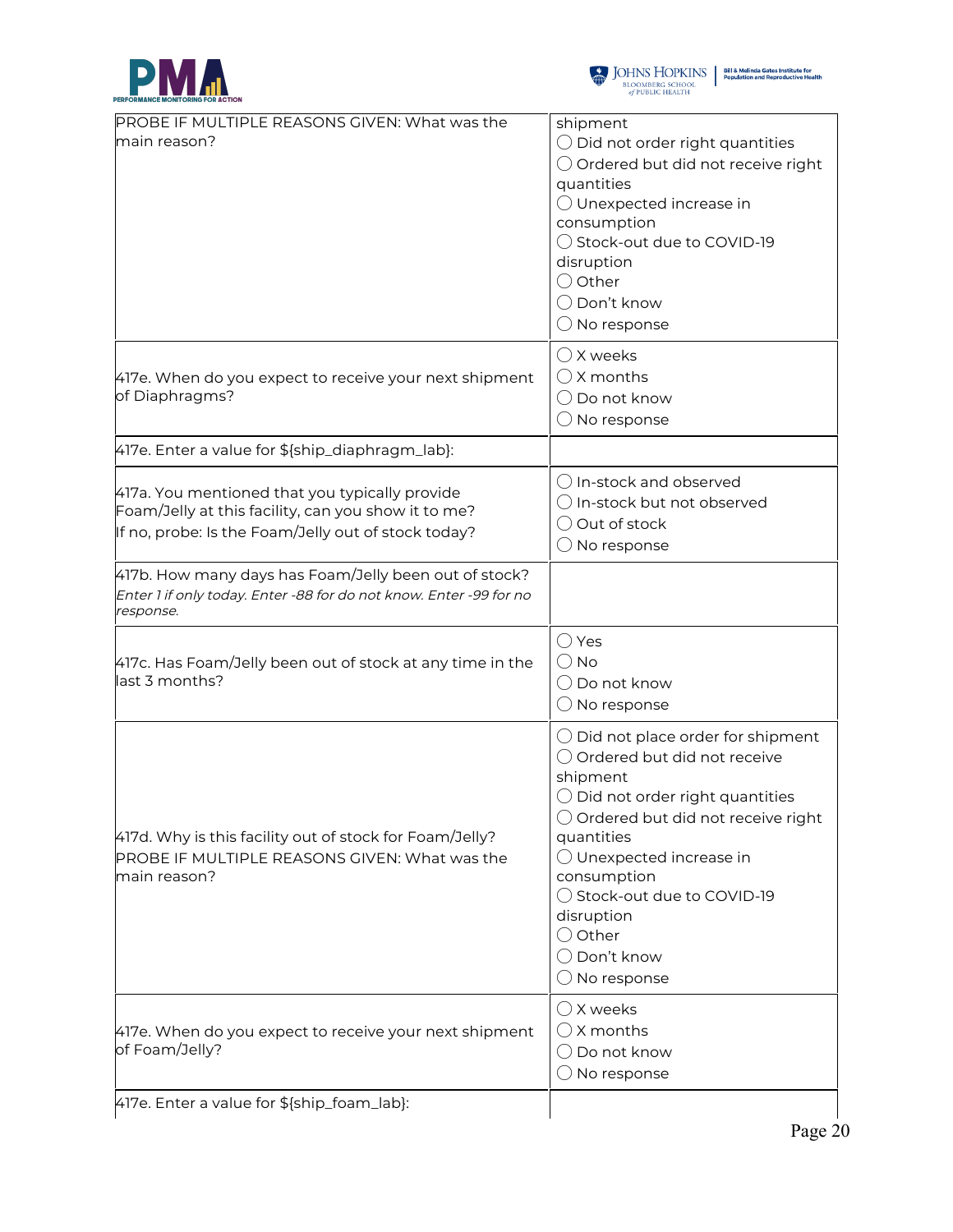| | |
|---|---|
| PROBE IF MULTIPLE REASONS GIVEN: What was the main reason? | shipment<br>◯ Did not order right quantities<br>◯ Ordered but did not receive right quantities<br>◯ Unexpected increase in consumption<br>◯ Stock-out due to COVID-19 disruption<br>◯ Other<br>◯ Don't know<br>◯ No response |
| 417e. When do you expect to receive your next shipment of Diaphragms? | ◯ X weeks<br>◯ X months<br>◯ Do not know<br>◯ No response |
| 417e. Enter a value for ${ship_diaphragm_lab}: | |
| 417a. You mentioned that you typically provide Foam/Jelly at this facility, can you show it to me?<br>If no, probe: Is the Foam/Jelly out of stock today? | ◯ In-stock and observed<br>◯ In-stock but not observed<br>◯ Out of stock<br>◯ No response |
| 417b. How many days has Foam/Jelly been out of stock?<br>*Enter 1 if only today. Enter -88 for do not know. Enter -99 for no response.* | |
| 417c. Has Foam/Jelly been out of stock at any time in the last 3 months? | ◯ Yes<br>◯ No<br>◯ Do not know<br>◯ No response |
| 417d. Why is this facility out of stock for Foam/Jelly?<br>PROBE IF MULTIPLE REASONS GIVEN: What was the main reason? | ◯ Did not place order for shipment<br>◯ Ordered but did not receive shipment<br>◯ Did not order right quantities<br>◯ Ordered but did not receive right quantities<br>◯ Unexpected increase in consumption<br>◯ Stock-out due to COVID-19 disruption<br>◯ Other<br>◯ Don't know<br>◯ No response |
| 417e. When do you expect to receive your next shipment of Foam/Jelly? | ◯ X weeks<br>◯ X months<br>◯ Do not know<br>◯ No response |
| 417e. Enter a value for ${ship_foam_lab}: | |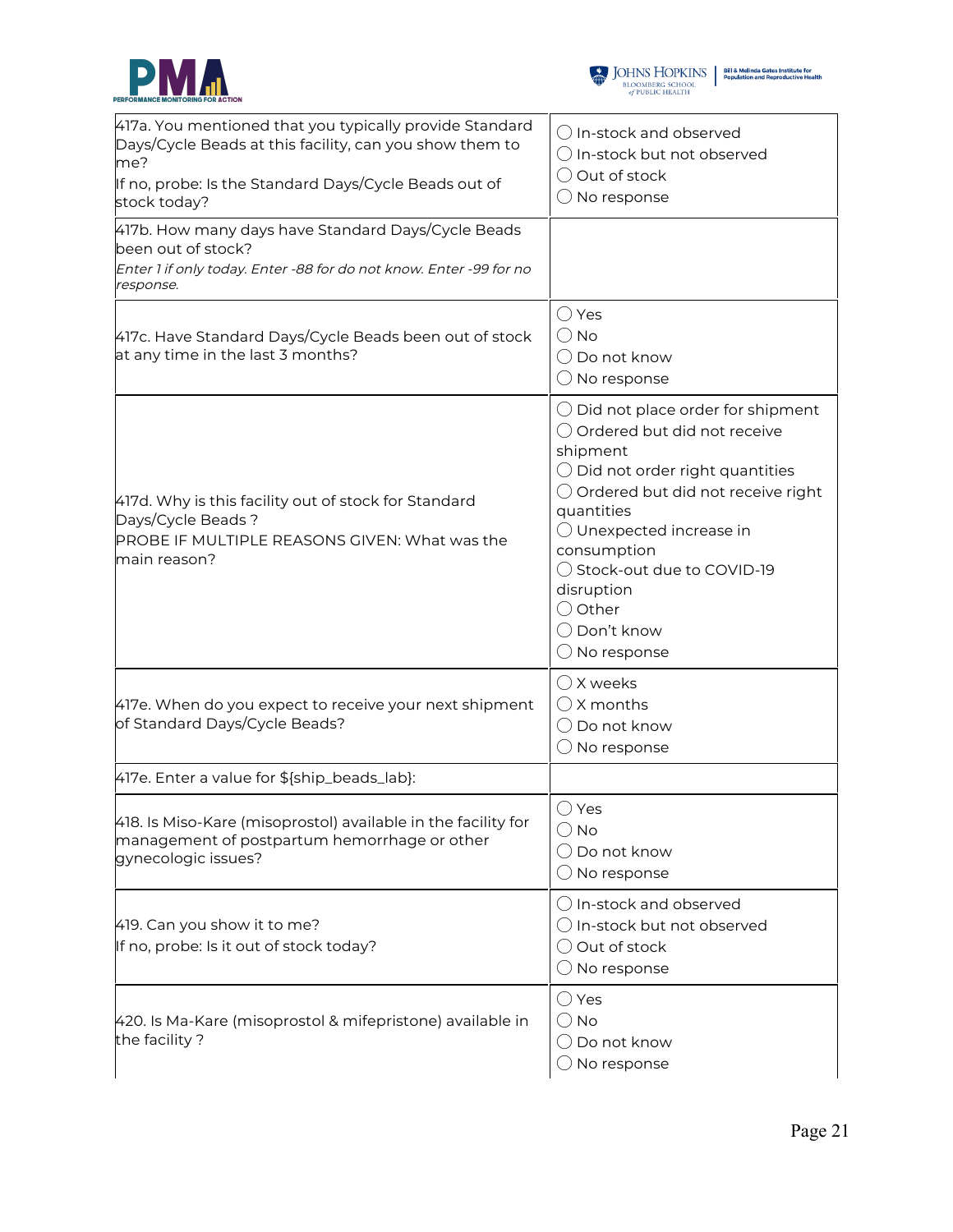| | |
|---|---|
| 417a. You mentioned that you typically provide Standard Days/Cycle Beads at this facility, can you show them to me?<br>If no, probe: Is the Standard Days/Cycle Beads out of stock today? | ◯ In-stock and observed<br>◯ In-stock but not observed<br>◯ Out of stock<br>◯ No response |
| 417b. How many days have Standard Days/Cycle Beads been out of stock?<br>*Enter 1 if only today. Enter -88 for do not know. Enter -99 for no response.* | |
| 417c. Have Standard Days/Cycle Beads been out of stock at any time in the last 3 months? | ◯ Yes<br>◯ No<br>◯ Do not know<br>◯ No response |
| 417d. Why is this facility out of stock for Standard Days/Cycle Beads ?<br>PROBE IF MULTIPLE REASONS GIVEN: What was the main reason? | ◯ Did not place order for shipment<br>◯ Ordered but did not receive shipment<br>◯ Did not order right quantities<br>◯ Ordered but did not receive right quantities<br>◯ Unexpected increase in consumption<br>◯ Stock-out due to COVID-19 disruption<br>◯ Other<br>◯ Don't know<br>◯ No response |
| 417e. When do you expect to receive your next shipment of Standard Days/Cycle Beads? | ◯ X weeks<br>◯ X months<br>◯ Do not know<br>◯ No response |
| 417e. Enter a value for ${ship_beads_lab}: | |
| 418. Is Miso-Kare (misoprostol) available in the facility for management of postpartum hemorrhage or other gynecologic issues? | ◯ Yes<br>◯ No<br>◯ Do not know<br>◯ No response |
| 419. Can you show it to me?<br>If no, probe: Is it out of stock today? | ◯ In-stock and observed<br>◯ In-stock but not observed<br>◯ Out of stock<br>◯ No response |
| 420. Is Ma-Kare (misoprostol & mifepristone) available in the facility ? | ◯ Yes<br>◯ No<br>◯ Do not know<br>◯ No response |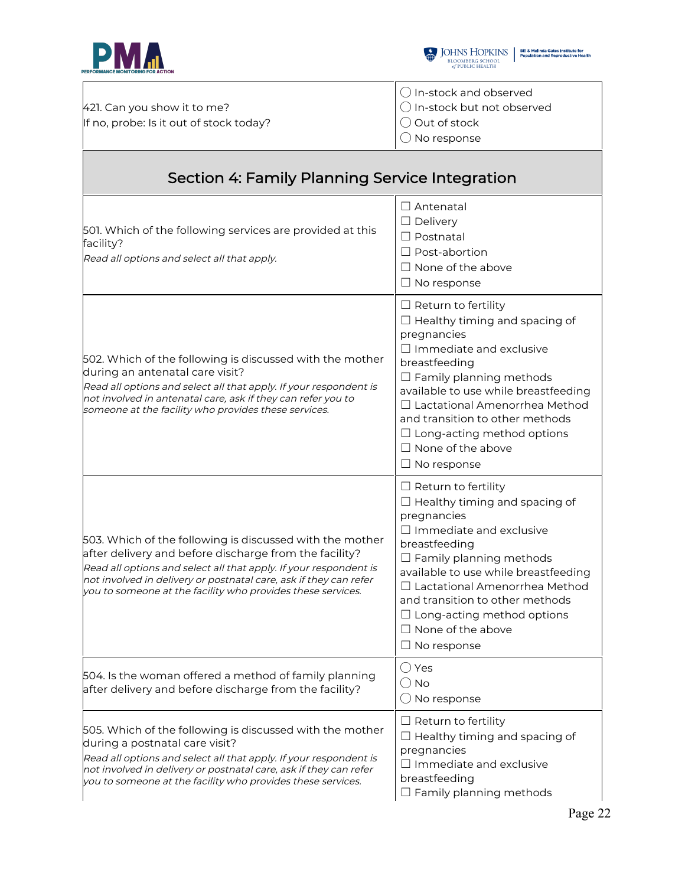| | |
|---|---|
| 421. Can you show it to me?<br>If no, probe: Is it out of stock today? | ◯ In-stock and observed<br>◯ In-stock but not observed<br>◯ Out of stock<br>◯ No response |

## Section 4: Family Planning Service Integration

| | |
|---|---|
| 501. Which of the following services are provided at this facility?<br>*Read all options and select all that apply.* | ☐ Antenatal<br>☐ Delivery<br>☐ Postnatal<br>☐ Post-abortion<br>☐ None of the above<br>☐ No response |
| 502. Which of the following is discussed with the mother during an antenatal care visit?<br>*Read all options and select all that apply. If your respondent is not involved in antenatal care, ask if they can refer you to someone at the facility who provides these services.* | ☐ Return to fertility<br>☐ Healthy timing and spacing of pregnancies<br>☐ Immediate and exclusive breastfeeding<br>☐ Family planning methods available to use while breastfeeding<br>☐ Lactational Amenorrhea Method and transition to other methods<br>☐ Long-acting method options<br>☐ None of the above<br>☐ No response |
| 503. Which of the following is discussed with the mother after delivery and before discharge from the facility?<br>*Read all options and select all that apply. If your respondent is not involved in delivery or postnatal care, ask if they can refer you to someone at the facility who provides these services.* | ☐ Return to fertility<br>☐ Healthy timing and spacing of pregnancies<br>☐ Immediate and exclusive breastfeeding<br>☐ Family planning methods available to use while breastfeeding<br>☐ Lactational Amenorrhea Method and transition to other methods<br>☐ Long-acting method options<br>☐ None of the above<br>☐ No response |
| 504. Is the woman offered a method of family planning after delivery and before discharge from the facility? | ◯ Yes<br>◯ No<br>◯ No response |
| 505. Which of the following is discussed with the mother during a postnatal care visit?<br>*Read all options and select all that apply. If your respondent is not involved in delivery or postnatal care, ask if they can refer you to someone at the facility who provides these services.* | ☐ Return to fertility<br>☐ Healthy timing and spacing of pregnancies<br>☐ Immediate and exclusive breastfeeding<br>☐ Family planning methods |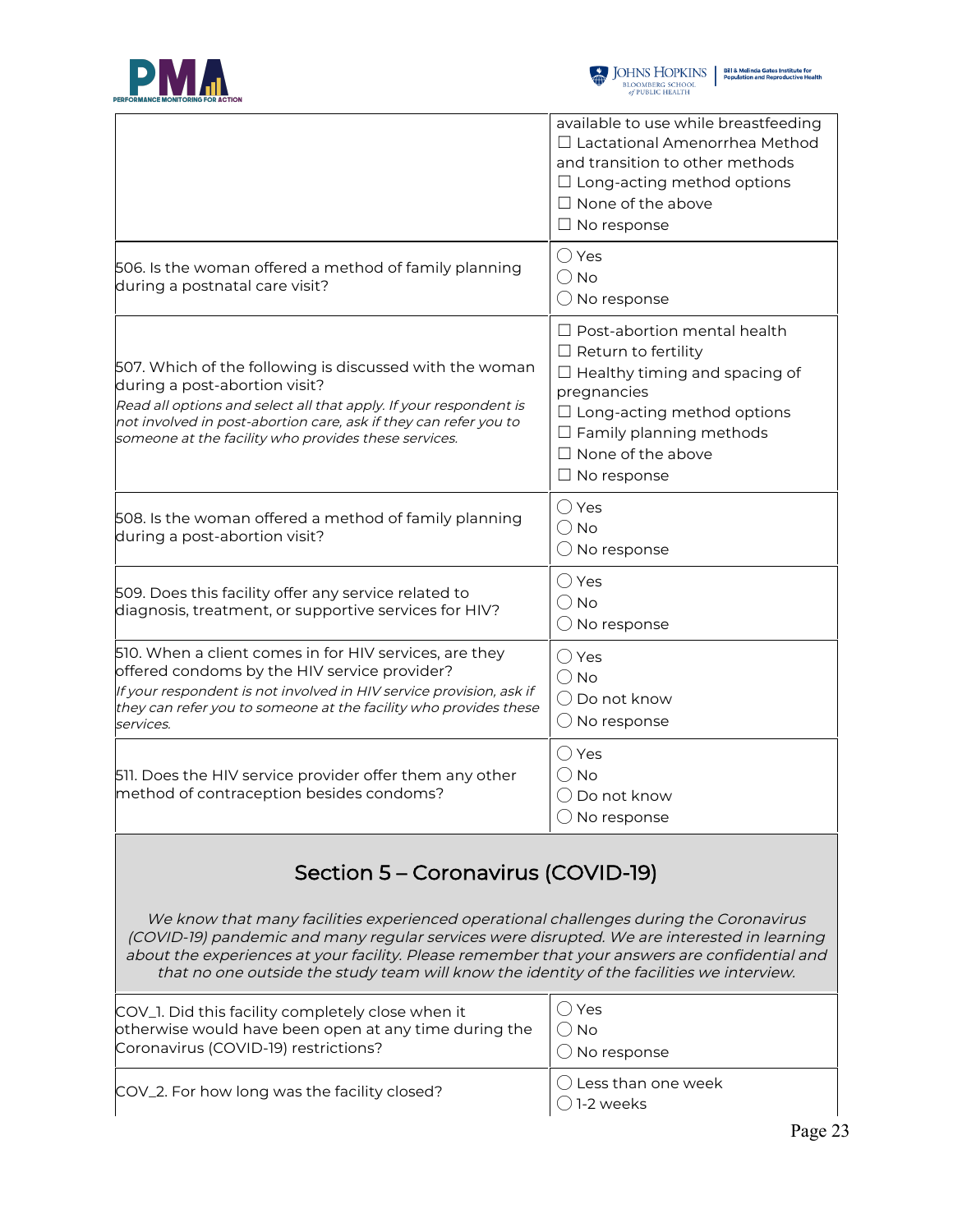| | |
|---|---|
| | available to use while breastfeeding<br>☐ Lactational Amenorrhea Method and transition to other methods<br>☐ Long-acting method options<br>☐ None of the above<br>☐ No response |
| 506. Is the woman offered a method of family planning during a postnatal care visit? | ◯ Yes<br>◯ No<br>◯ No response |
| 507. Which of the following is discussed with the woman during a post-abortion visit?<br>*Read all options and select all that apply. If your respondent is not involved in post-abortion care, ask if they can refer you to someone at the facility who provides these services.* | ☐ Post-abortion mental health<br>☐ Return to fertility<br>☐ Healthy timing and spacing of pregnancies<br>☐ Long-acting method options<br>☐ Family planning methods<br>☐ None of the above<br>☐ No response |
| 508. Is the woman offered a method of family planning during a post-abortion visit? | ◯ Yes<br>◯ No<br>◯ No response |
| 509. Does this facility offer any service related to diagnosis, treatment, or supportive services for HIV? | ◯ Yes<br>◯ No<br>◯ No response |
| 510. When a client comes in for HIV services, are they offered condoms by the HIV service provider?<br>*If your respondent is not involved in HIV service provision, ask if they can refer you to someone at the facility who provides these services.* | ◯ Yes<br>◯ No<br>◯ Do not know<br>◯ No response |
| 511. Does the HIV service provider offer them any other method of contraception besides condoms? | ◯ Yes<br>◯ No<br>◯ Do not know<br>◯ No response |

## Section 5 – Coronavirus (COVID-19)

*We know that many facilities experienced operational challenges during the Coronavirus (COVID-19) pandemic and many regular services were disrupted. We are interested in learning about the experiences at your facility. Please remember that your answers are confidential and that no one outside the study team will know the identity of the facilities we interview.*

| | |
|---|---|
| COV_1. Did this facility completely close when it otherwise would have been open at any time during the Coronavirus (COVID-19) restrictions? | ◯ Yes<br>◯ No<br>◯ No response |
| COV_2. For how long was the facility closed? | ◯ Less than one week<br>◯ 1-2 weeks |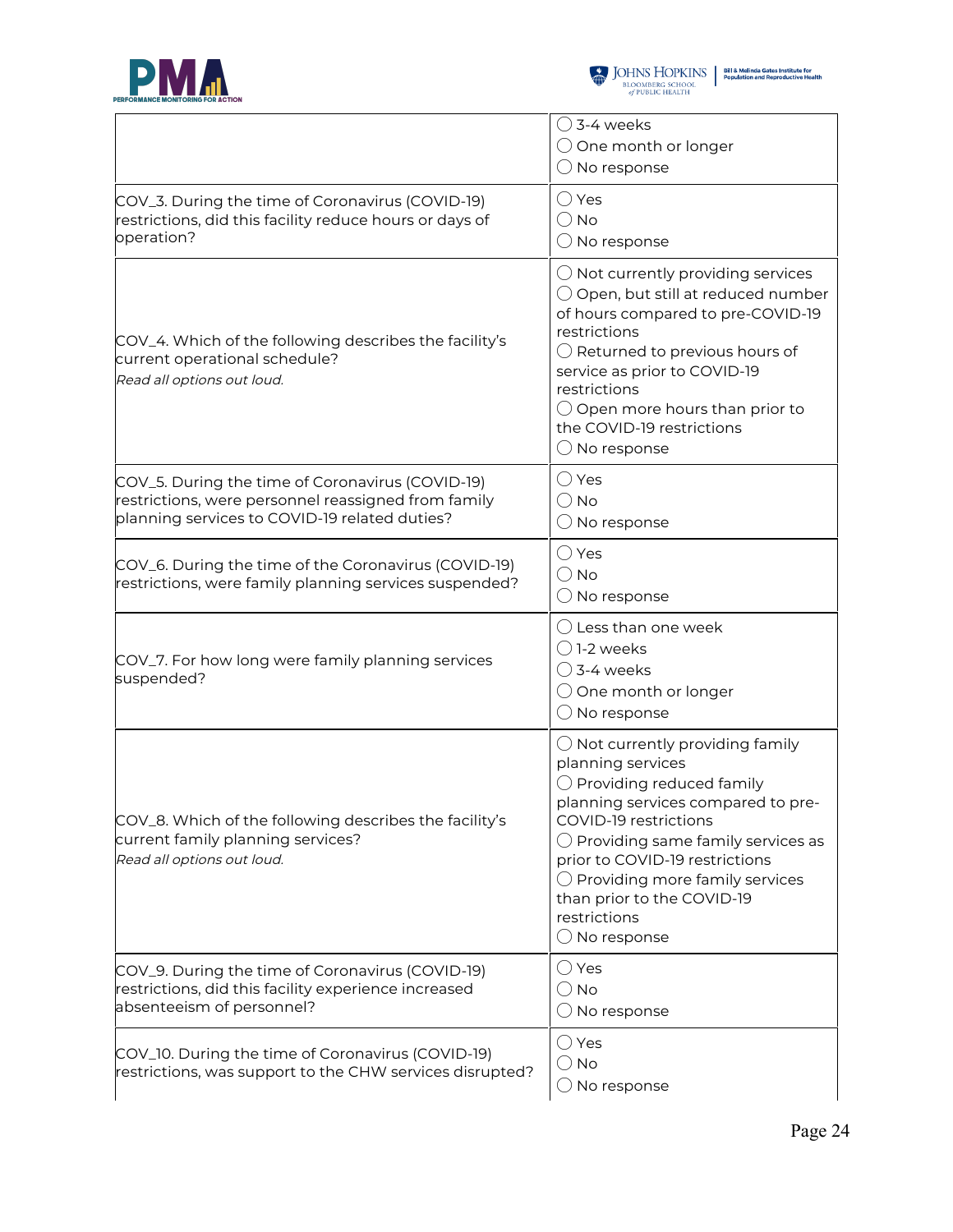| | |
|---|---|
| | ◯ 3-4 weeks<br>◯ One month or longer<br>◯ No response |
| COV_3. During the time of Coronavirus (COVID-19) restrictions, did this facility reduce hours or days of operation? | ◯ Yes<br>◯ No<br>◯ No response |
| COV_4. Which of the following describes the facility's current operational schedule?<br>*Read all options out loud.* | ◯ Not currently providing services<br>◯ Open, but still at reduced number of hours compared to pre-COVID-19 restrictions<br>◯ Returned to previous hours of service as prior to COVID-19 restrictions<br>◯ Open more hours than prior to the COVID-19 restrictions<br>◯ No response |
| COV_5. During the time of Coronavirus (COVID-19) restrictions, were personnel reassigned from family planning services to COVID-19 related duties? | ◯ Yes<br>◯ No<br>◯ No response |
| COV_6. During the time of the Coronavirus (COVID-19) restrictions, were family planning services suspended? | ◯ Yes<br>◯ No<br>◯ No response |
| COV_7. For how long were family planning services suspended? | ◯ Less than one week<br>◯ 1-2 weeks<br>◯ 3-4 weeks<br>◯ One month or longer<br>◯ No response |
| COV_8. Which of the following describes the facility's current family planning services?<br>*Read all options out loud.* | ◯ Not currently providing family planning services<br>◯ Providing reduced family planning services compared to pre-COVID-19 restrictions<br>◯ Providing same family services as prior to COVID-19 restrictions<br>◯ Providing more family services than prior to the COVID-19 restrictions<br>◯ No response |
| COV_9. During the time of Coronavirus (COVID-19) restrictions, did this facility experience increased absenteeism of personnel? | ◯ Yes<br>◯ No<br>◯ No response |
| COV_10. During the time of Coronavirus (COVID-19) restrictions, was support to the CHW services disrupted? | ◯ Yes<br>◯ No<br>◯ No response |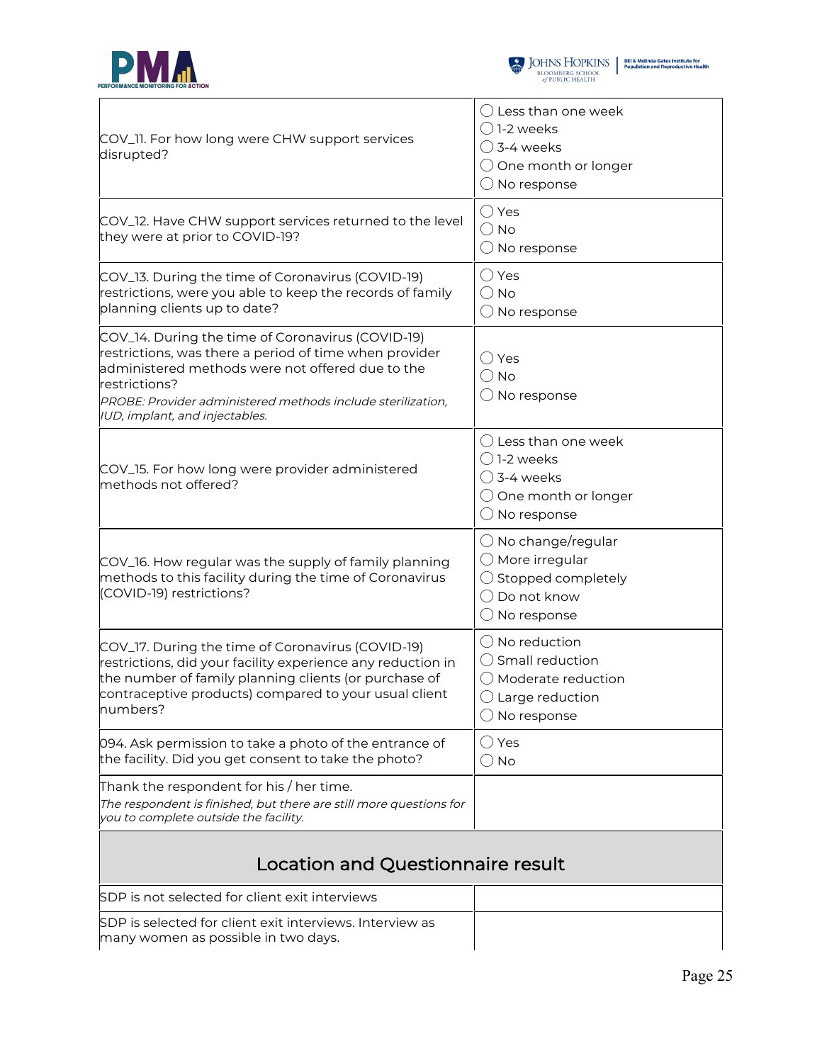| | |
|---|---|
| COV_11. For how long were CHW support services disrupted? | ◯ Less than one week<br>◯ 1-2 weeks<br>◯ 3-4 weeks<br>◯ One month or longer<br>◯ No response |
| COV_12. Have CHW support services returned to the level they were at prior to COVID-19? | ◯ Yes<br>◯ No<br>◯ No response |
| COV_13. During the time of Coronavirus (COVID-19) restrictions, were you able to keep the records of family planning clients up to date? | ◯ Yes<br>◯ No<br>◯ No response |
| COV_14. During the time of Coronavirus (COVID-19) restrictions, was there a period of time when provider administered methods were not offered due to the restrictions?<br>*PROBE: Provider administered methods include sterilization, IUD, implant, and injectables.* | ◯ Yes<br>◯ No<br>◯ No response |
| COV_15. For how long were provider administered methods not offered? | ◯ Less than one week<br>◯ 1-2 weeks<br>◯ 3-4 weeks<br>◯ One month or longer<br>◯ No response |
| COV_16. How regular was the supply of family planning methods to this facility during the time of Coronavirus (COVID-19) restrictions? | ◯ No change/regular<br>◯ More irregular<br>◯ Stopped completely<br>◯ Do not know<br>◯ No response |
| COV_17. During the time of Coronavirus (COVID-19) restrictions, did your facility experience any reduction in the number of family planning clients (or purchase of contraceptive products) compared to your usual client numbers? | ◯ No reduction<br>◯ Small reduction<br>◯ Moderate reduction<br>◯ Large reduction<br>◯ No response |
| 094. Ask permission to take a photo of the entrance of the facility. Did you get consent to take the photo? | ◯ Yes<br>◯ No |
| Thank the respondent for his / her time.<br>*The respondent is finished, but there are still more questions for you to complete outside the facility.* | |

## Location and Questionnaire result

| | |
|---|---|
| SDP is not selected for client exit interviews | |
| SDP is selected for client exit interviews. Interview as many women as possible in two days. | |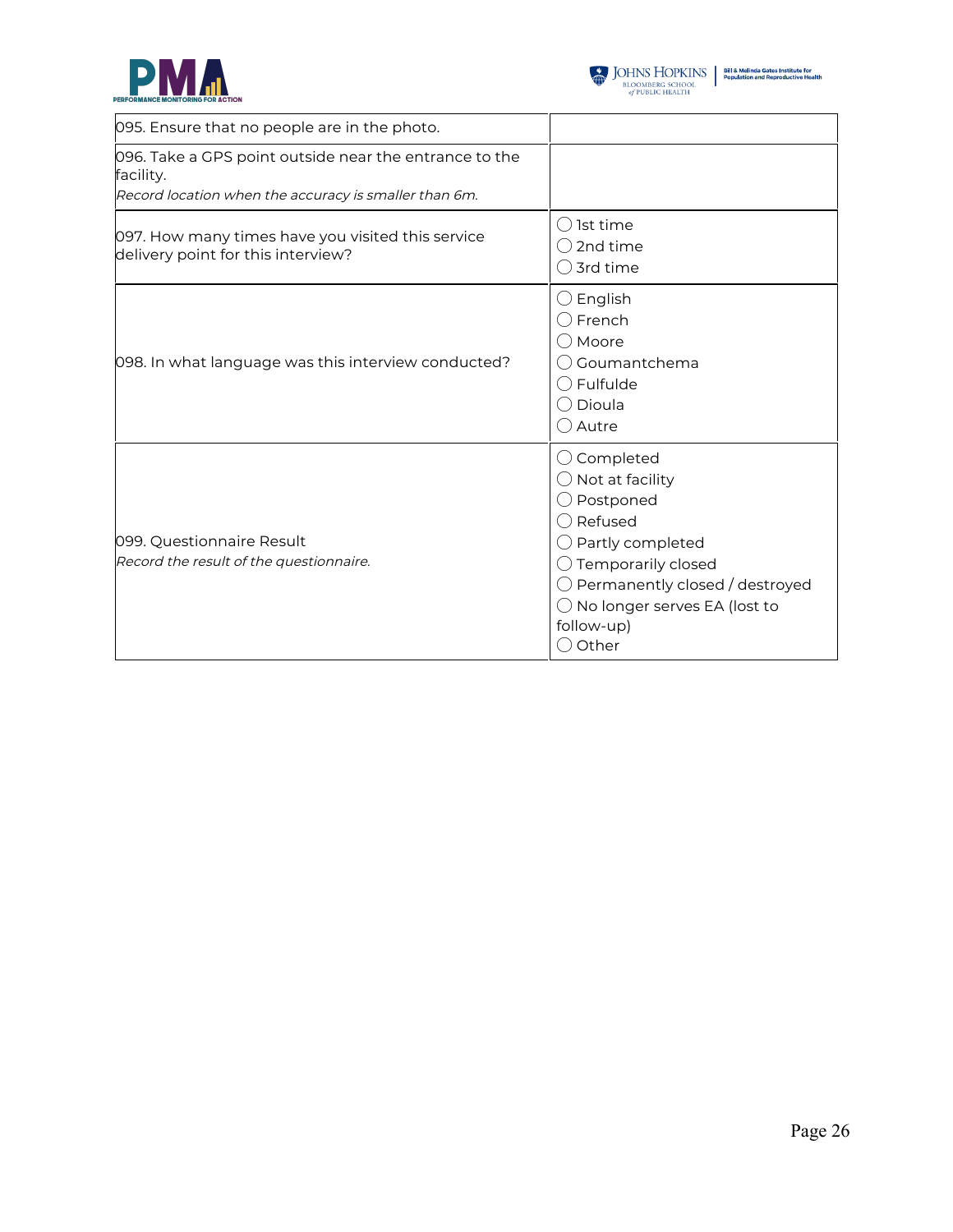| | |
|---|---|
| 095. Ensure that no people are in the photo. | |
| 096. Take a GPS point outside near the entrance to the facility.<br>*Record location when the accuracy is smaller than 6m.* | |
| 097. How many times have you visited this service delivery point for this interview? | ◯ 1st time<br>◯ 2nd time<br>◯ 3rd time |
| 098. In what language was this interview conducted? | ◯ English<br>◯ French<br>◯ Moore<br>◯ Goumantchema<br>◯ Fulfulde<br>◯ Dioula<br>◯ Autre |
| 099. Questionnaire Result<br>*Record the result of the questionnaire.* | ◯ Completed<br>◯ Not at facility<br>◯ Postponed<br>◯ Refused<br>◯ Partly completed<br>◯ Temporarily closed<br>◯ Permanently closed / destroyed<br>◯ No longer serves EA (lost to follow-up)<br>◯ Other |